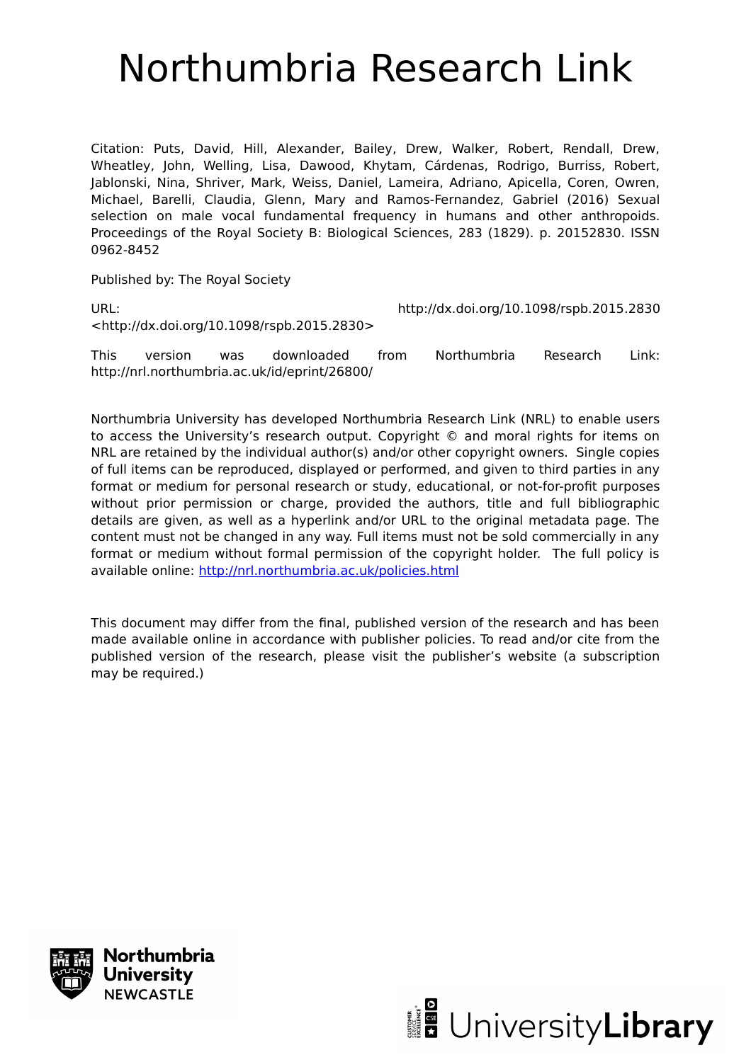# Northumbria Research Link

Citation: Puts, David, Hill, Alexander, Bailey, Drew, Walker, Robert, Rendall, Drew, Wheatley, John, Welling, Lisa, Dawood, Khytam, Cárdenas, Rodrigo, Burriss, Robert, Jablonski, Nina, Shriver, Mark, Weiss, Daniel, Lameira, Adriano, Apicella, Coren, Owren, Michael, Barelli, Claudia, Glenn, Mary and Ramos-Fernandez, Gabriel (2016) Sexual selection on male vocal fundamental frequency in humans and other anthropoids. Proceedings of the Royal Society B: Biological Sciences, 283 (1829). p. 20152830. ISSN 0962-8452

Published by: The Royal Society

URL: http://dx.doi.org/10.1098/rspb.2015.2830 <http://dx.doi.org/10.1098/rspb.2015.2830>

This version was downloaded from Northumbria Research Link: http://nrl.northumbria.ac.uk/id/eprint/26800/

Northumbria University has developed Northumbria Research Link (NRL) to enable users to access the University's research output. Copyright © and moral rights for items on NRL are retained by the individual author(s) and/or other copyright owners. Single copies of full items can be reproduced, displayed or performed, and given to third parties in any format or medium for personal research or study, educational, or not-for-profit purposes without prior permission or charge, provided the authors, title and full bibliographic details are given, as well as a hyperlink and/or URL to the original metadata page. The content must not be changed in any way. Full items must not be sold commercially in any format or medium without formal permission of the copyright holder. The full policy is available online: http://nrl.northumbria.ac.uk/policies.html

This document may differ from the final, published version of the research and has been made available online in accordance with publisher policies. To read and/or cite from the published version of the research, please visit the publisher's website (a subscription may be required.)

Northumbria University NEWCASTLE

UniversityLibrary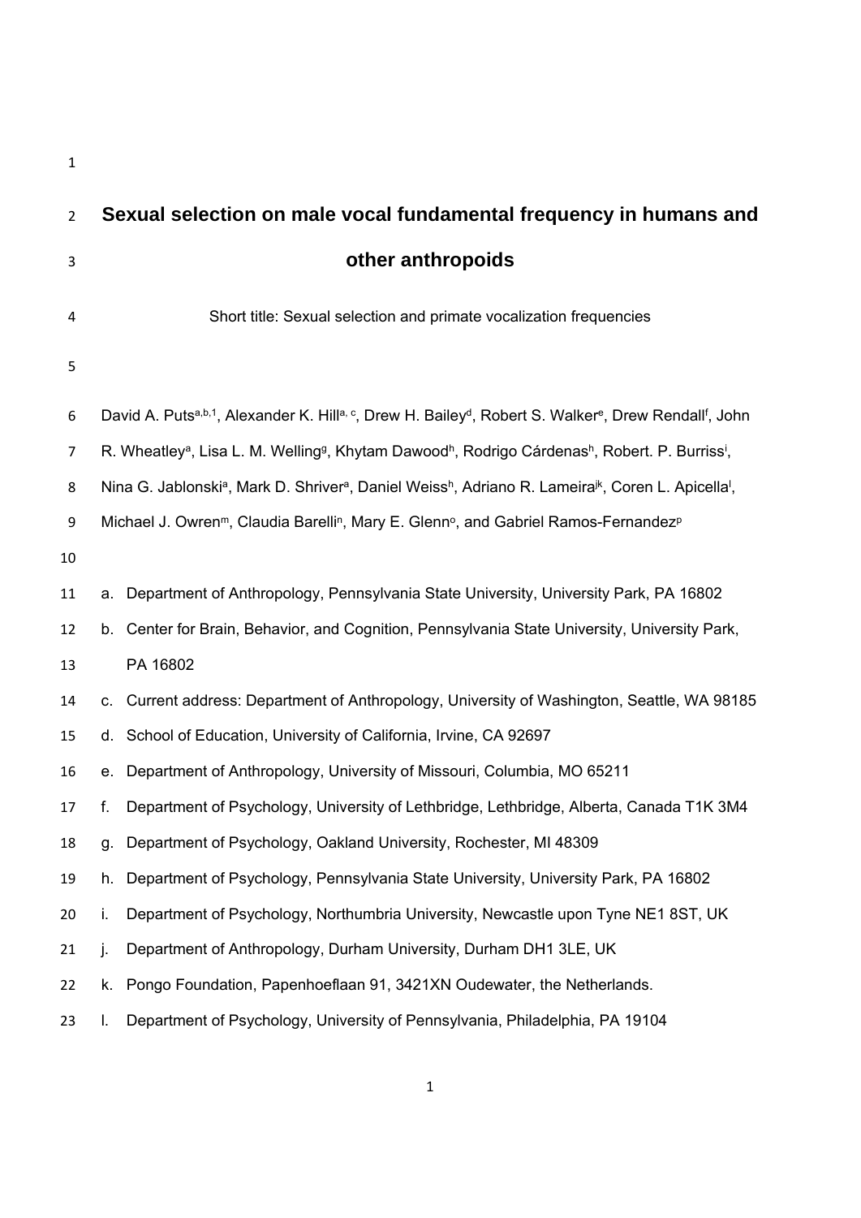# Sexual selection on male vocal fundamental frequency in humans and other anthropoids

Short title: Sexual selection and primate vocalization frequencies

David A. Puts[a,b,1], Alexander K. Hill[a, c], Drew H. Bailey[d], Robert S. Walker[e], Drew Rendall[f], John R. Wheatley[a], Lisa L. M. Welling[g], Khytam Dawood[h], Rodrigo Cárdenas[h], Robert. P. Burriss[i], Nina G. Jablonski[a], Mark D. Shriver[a], Daniel Weiss[h], Adriano R. Lameira[jk], Coren L. Apicella[l], Michael J. Owren[m], Claudia Barelli[n], Mary E. Glenn[o], and Gabriel Ramos-Fernandez[p]

a. Department of Anthropology, Pennsylvania State University, University Park, PA 16802
b. Center for Brain, Behavior, and Cognition, Pennsylvania State University, University Park, PA 16802
c. Current address: Department of Anthropology, University of Washington, Seattle, WA 98185
d. School of Education, University of California, Irvine, CA 92697
e. Department of Anthropology, University of Missouri, Columbia, MO 65211
f. Department of Psychology, University of Lethbridge, Lethbridge, Alberta, Canada T1K 3M4
g. Department of Psychology, Oakland University, Rochester, MI 48309
h. Department of Psychology, Pennsylvania State University, University Park, PA 16802
i. Department of Psychology, Northumbria University, Newcastle upon Tyne NE1 8ST, UK
j. Department of Anthropology, Durham University, Durham DH1 3LE, UK
k. Pongo Foundation, Papenhoeflaan 91, 3421XN Oudewater, the Netherlands.
l. Department of Psychology, University of Pennsylvania, Philadelphia, PA 19104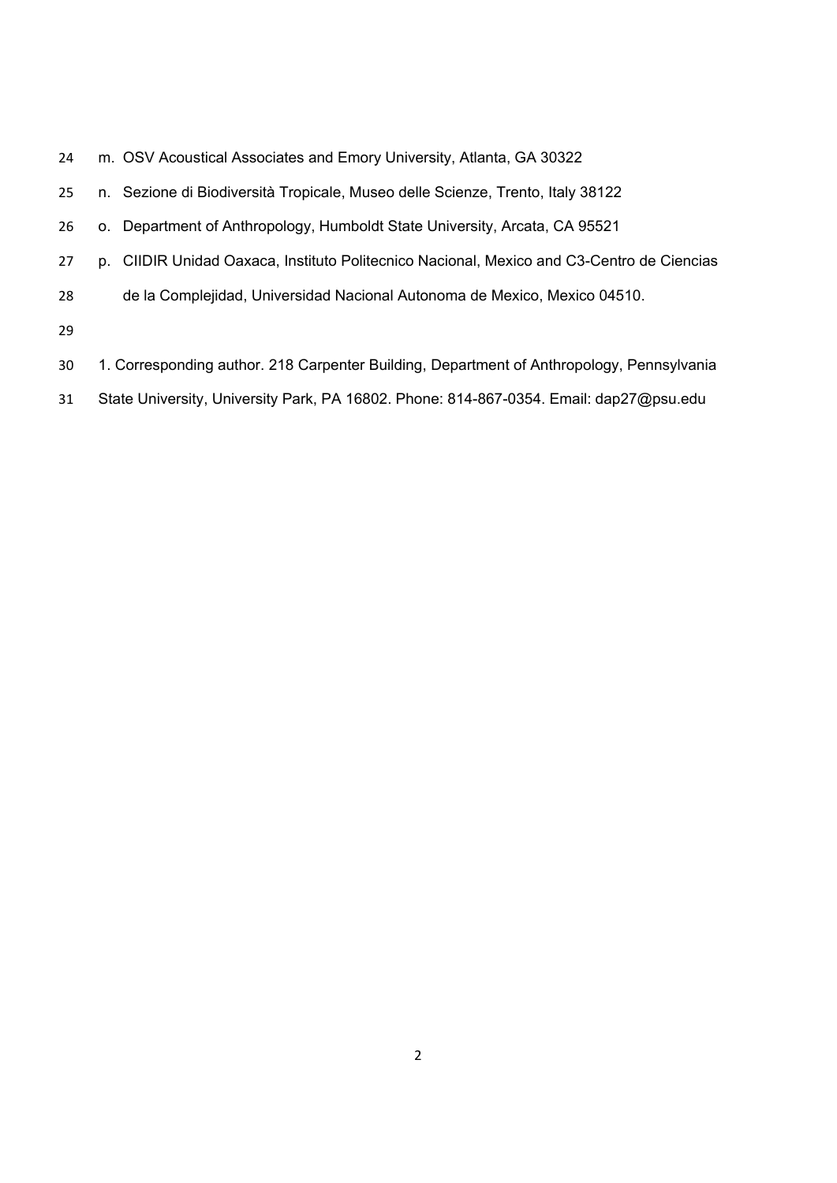m. OSV Acoustical Associates and Emory University, Atlanta, GA 30322

n. Sezione di Biodiversità Tropicale, Museo delle Scienze, Trento, Italy 38122

o. Department of Anthropology, Humboldt State University, Arcata, CA 95521

p. CIIDIR Unidad Oaxaca, Instituto Politecnico Nacional, Mexico and C3-Centro de Ciencias de la Complejidad, Universidad Nacional Autonoma de Mexico, Mexico 04510.

1. Corresponding author. 218 Carpenter Building, Department of Anthropology, Pennsylvania State University, University Park, PA 16802. Phone: 814-867-0354. Email: dap27@psu.edu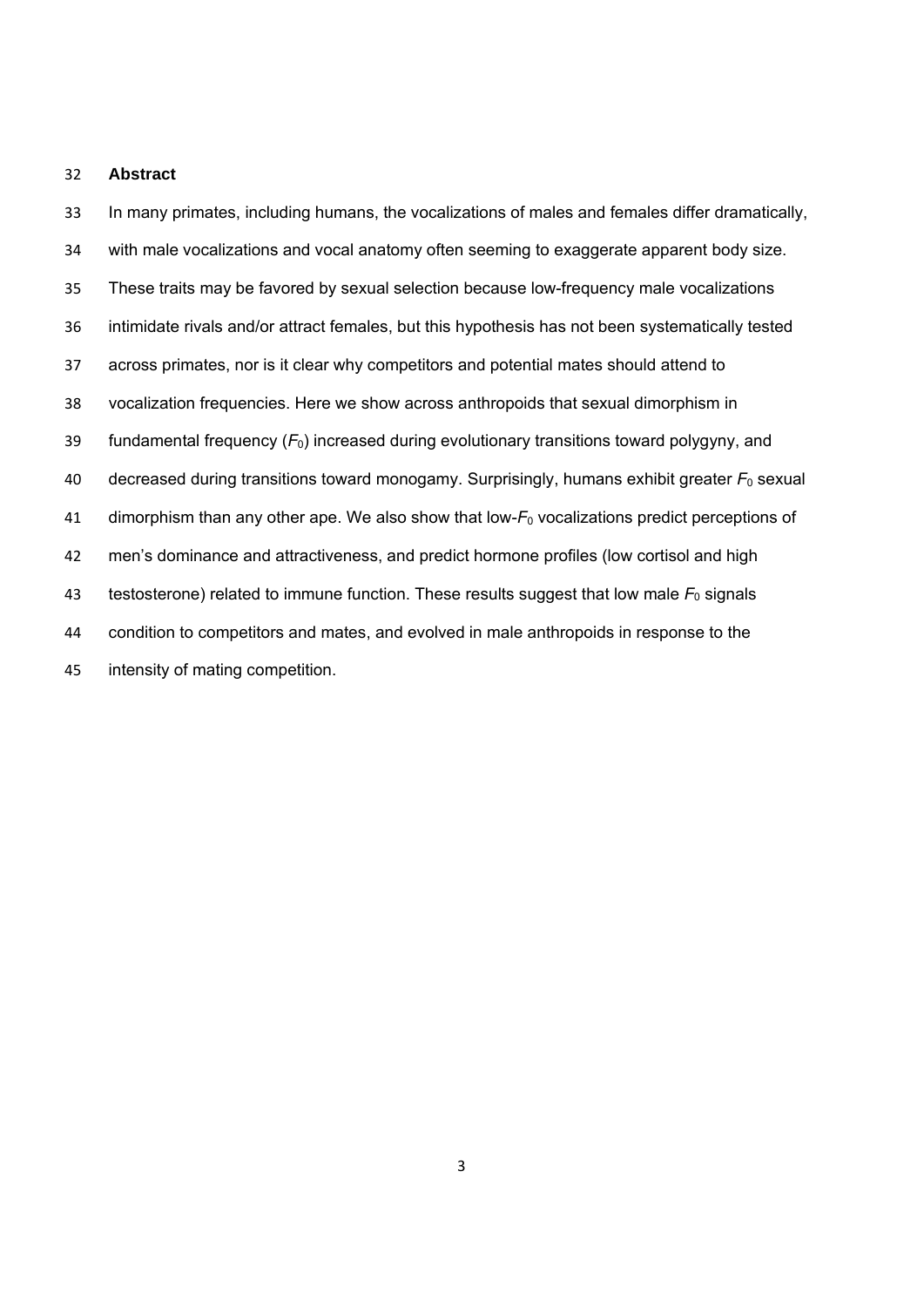## Abstract

In many primates, including humans, the vocalizations of males and females differ dramatically, with male vocalizations and vocal anatomy often seeming to exaggerate apparent body size. These traits may be favored by sexual selection because low-frequency male vocalizations intimidate rivals and/or attract females, but this hypothesis has not been systematically tested across primates, nor is it clear why competitors and potential mates should attend to vocalization frequencies. Here we show across anthropoids that sexual dimorphism in fundamental frequency ($F_0$) increased during evolutionary transitions toward polygyny, and decreased during transitions toward monogamy. Surprisingly, humans exhibit greater $F_0$ sexual dimorphism than any other ape. We also show that low-$F_0$ vocalizations predict perceptions of men's dominance and attractiveness, and predict hormone profiles (low cortisol and high testosterone) related to immune function. These results suggest that low male $F_0$ signals condition to competitors and mates, and evolved in male anthropoids in response to the intensity of mating competition.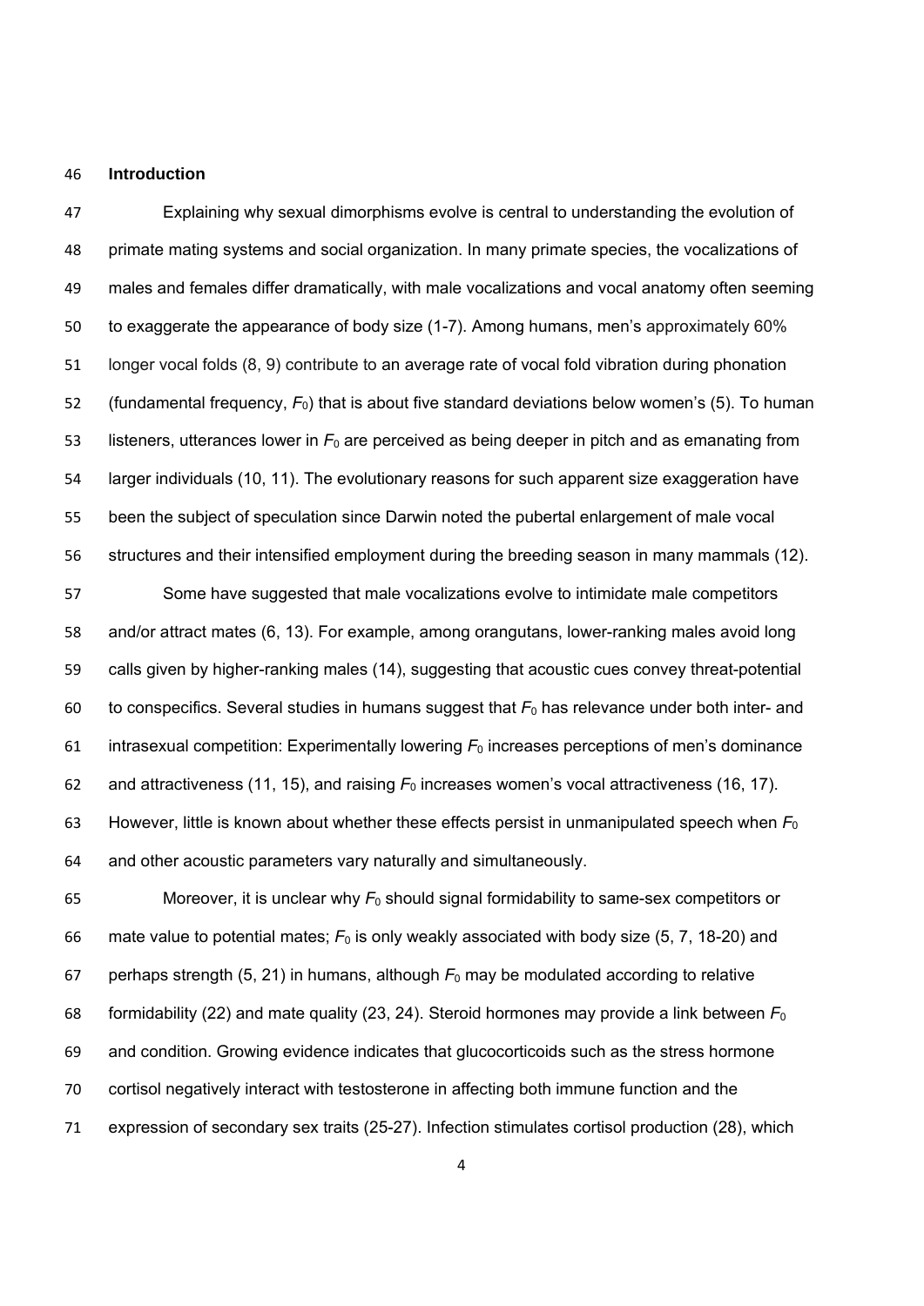## Introduction

Explaining why sexual dimorphisms evolve is central to understanding the evolution of primate mating systems and social organization. In many primate species, the vocalizations of males and females differ dramatically, with male vocalizations and vocal anatomy often seeming to exaggerate the appearance of body size (1-7). Among humans, men's approximately 60% longer vocal folds (8, 9) contribute to an average rate of vocal fold vibration during phonation (fundamental frequency, $F_0$) that is about five standard deviations below women's (5). To human listeners, utterances lower in $F_0$ are perceived as being deeper in pitch and as emanating from larger individuals (10, 11). The evolutionary reasons for such apparent size exaggeration have been the subject of speculation since Darwin noted the pubertal enlargement of male vocal structures and their intensified employment during the breeding season in many mammals (12).

Some have suggested that male vocalizations evolve to intimidate male competitors and/or attract mates (6, 13). For example, among orangutans, lower-ranking males avoid long calls given by higher-ranking males (14), suggesting that acoustic cues convey threat-potential to conspecifics. Several studies in humans suggest that $F_0$ has relevance under both inter- and intrasexual competition: Experimentally lowering $F_0$ increases perceptions of men's dominance and attractiveness (11, 15), and raising $F_0$ increases women's vocal attractiveness (16, 17). However, little is known about whether these effects persist in unmanipulated speech when $F_0$ and other acoustic parameters vary naturally and simultaneously.

Moreover, it is unclear why $F_0$ should signal formidability to same-sex competitors or mate value to potential mates; $F_0$ is only weakly associated with body size (5, 7, 18-20) and perhaps strength (5, 21) in humans, although $F_0$ may be modulated according to relative formidability (22) and mate quality (23, 24). Steroid hormones may provide a link between $F_0$ and condition. Growing evidence indicates that glucocorticoids such as the stress hormone cortisol negatively interact with testosterone in affecting both immune function and the expression of secondary sex traits (25-27). Infection stimulates cortisol production (28), which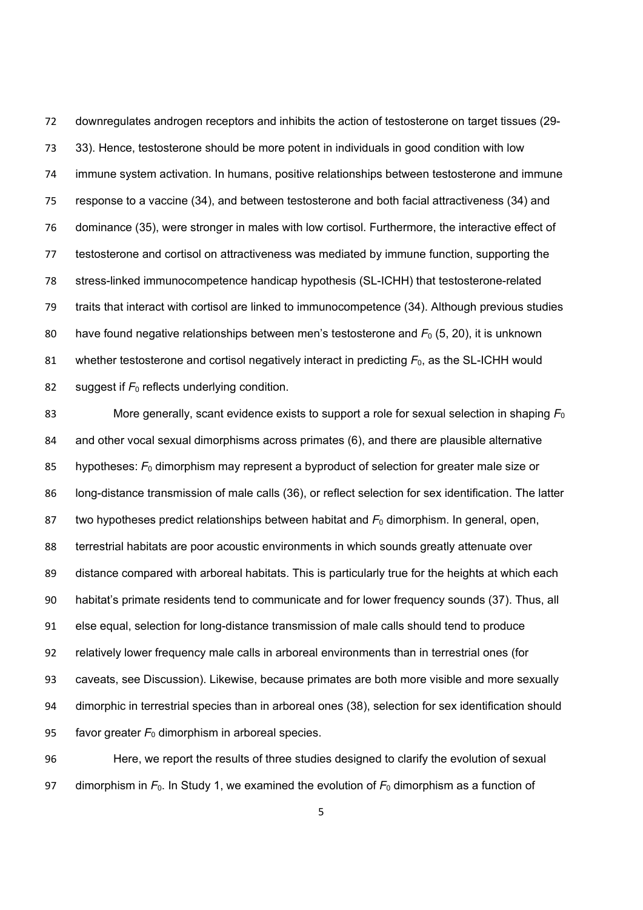downregulates androgen receptors and inhibits the action of testosterone on target tissues (29-33). Hence, testosterone should be more potent in individuals in good condition with low immune system activation. In humans, positive relationships between testosterone and immune response to a vaccine (34), and between testosterone and both facial attractiveness (34) and dominance (35), were stronger in males with low cortisol. Furthermore, the interactive effect of testosterone and cortisol on attractiveness was mediated by immune function, supporting the stress-linked immunocompetence handicap hypothesis (SL-ICHH) that testosterone-related traits that interact with cortisol are linked to immunocompetence (34). Although previous studies have found negative relationships between men's testosterone and $F_0$ (5, 20), it is unknown whether testosterone and cortisol negatively interact in predicting $F_0$, as the SL-ICHH would suggest if $F_0$ reflects underlying condition.

More generally, scant evidence exists to support a role for sexual selection in shaping $F_0$ and other vocal sexual dimorphisms across primates (6), and there are plausible alternative hypotheses: $F_0$ dimorphism may represent a byproduct of selection for greater male size or long-distance transmission of male calls (36), or reflect selection for sex identification. The latter two hypotheses predict relationships between habitat and $F_0$ dimorphism. In general, open, terrestrial habitats are poor acoustic environments in which sounds greatly attenuate over distance compared with arboreal habitats. This is particularly true for the heights at which each habitat's primate residents tend to communicate and for lower frequency sounds (37). Thus, all else equal, selection for long-distance transmission of male calls should tend to produce relatively lower frequency male calls in arboreal environments than in terrestrial ones (for caveats, see Discussion). Likewise, because primates are both more visible and more sexually dimorphic in terrestrial species than in arboreal ones (38), selection for sex identification should favor greater $F_0$ dimorphism in arboreal species.

Here, we report the results of three studies designed to clarify the evolution of sexual dimorphism in $F_0$. In Study 1, we examined the evolution of $F_0$ dimorphism as a function of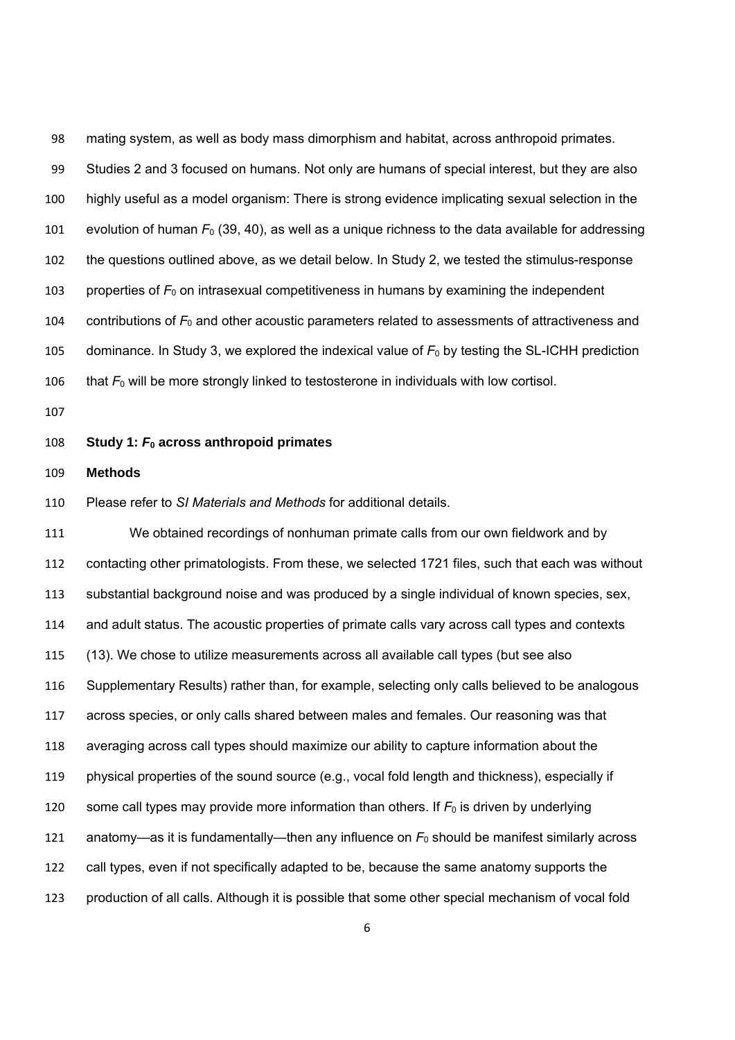mating system, as well as body mass dimorphism and habitat, across anthropoid primates. Studies 2 and 3 focused on humans. Not only are humans of special interest, but they are also highly useful as a model organism: There is strong evidence implicating sexual selection in the evolution of human $F_0$ (39, 40), as well as a unique richness to the data available for addressing the questions outlined above, as we detail below. In Study 2, we tested the stimulus-response properties of $F_0$ on intrasexual competitiveness in humans by examining the independent contributions of $F_0$ and other acoustic parameters related to assessments of attractiveness and dominance. In Study 3, we explored the indexical value of $F_0$ by testing the SL-ICHH prediction that $F_0$ will be more strongly linked to testosterone in individuals with low cortisol.

## Study 1: $F_0$ across anthropoid primates

### Methods

Please refer to *SI Materials and Methods* for additional details.

We obtained recordings of nonhuman primate calls from our own fieldwork and by contacting other primatologists. From these, we selected 1721 files, such that each was without substantial background noise and was produced by a single individual of known species, sex, and adult status. The acoustic properties of primate calls vary across call types and contexts (13). We chose to utilize measurements across all available call types (but see also Supplementary Results) rather than, for example, selecting only calls believed to be analogous across species, or only calls shared between males and females. Our reasoning was that averaging across call types should maximize our ability to capture information about the physical properties of the sound source (e.g., vocal fold length and thickness), especially if some call types may provide more information than others. If $F_0$ is driven by underlying anatomy—as it is fundamentally—then any influence on $F_0$ should be manifest similarly across call types, even if not specifically adapted to be, because the same anatomy supports the production of all calls. Although it is possible that some other special mechanism of vocal fold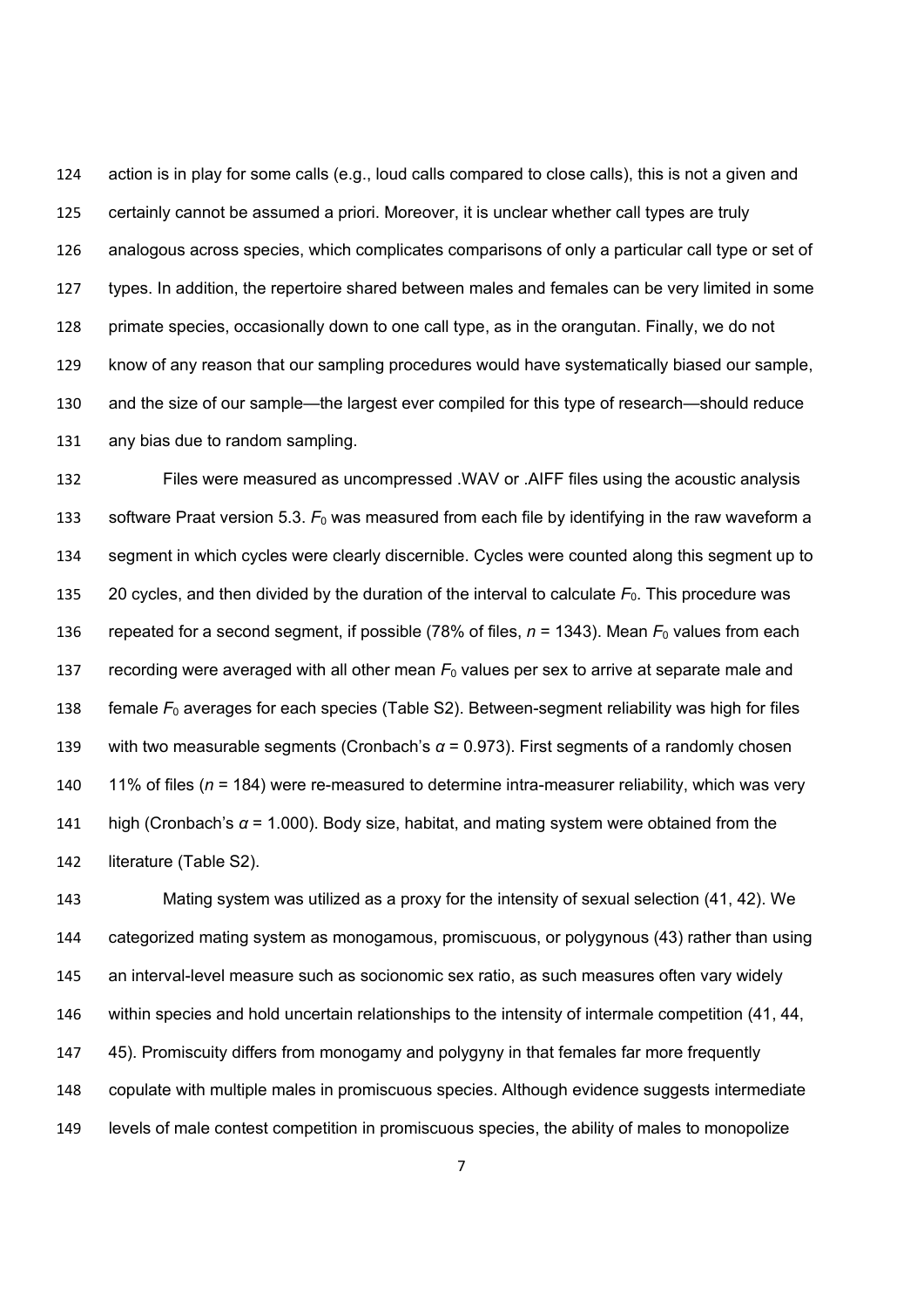action is in play for some calls (e.g., loud calls compared to close calls), this is not a given and certainly cannot be assumed a priori. Moreover, it is unclear whether call types are truly analogous across species, which complicates comparisons of only a particular call type or set of types. In addition, the repertoire shared between males and females can be very limited in some primate species, occasionally down to one call type, as in the orangutan. Finally, we do not know of any reason that our sampling procedures would have systematically biased our sample, and the size of our sample—the largest ever compiled for this type of research—should reduce any bias due to random sampling.

Files were measured as uncompressed .WAV or .AIFF files using the acoustic analysis software Praat version 5.3. $F_0$ was measured from each file by identifying in the raw waveform a segment in which cycles were clearly discernible. Cycles were counted along this segment up to 20 cycles, and then divided by the duration of the interval to calculate $F_0$. This procedure was repeated for a second segment, if possible (78% of files, $n$ = 1343). Mean $F_0$ values from each recording were averaged with all other mean $F_0$ values per sex to arrive at separate male and female $F_0$ averages for each species (Table S2). Between-segment reliability was high for files with two measurable segments (Cronbach's $\alpha$ = 0.973). First segments of a randomly chosen 11% of files ($n$ = 184) were re-measured to determine intra-measurer reliability, which was very high (Cronbach's $\alpha$ = 1.000). Body size, habitat, and mating system were obtained from the literature (Table S2).

Mating system was utilized as a proxy for the intensity of sexual selection (41, 42). We categorized mating system as monogamous, promiscuous, or polygynous (43) rather than using an interval-level measure such as socionomic sex ratio, as such measures often vary widely within species and hold uncertain relationships to the intensity of intermale competition (41, 44, 45). Promiscuity differs from monogamy and polygyny in that females far more frequently copulate with multiple males in promiscuous species. Although evidence suggests intermediate levels of male contest competition in promiscuous species, the ability of males to monopolize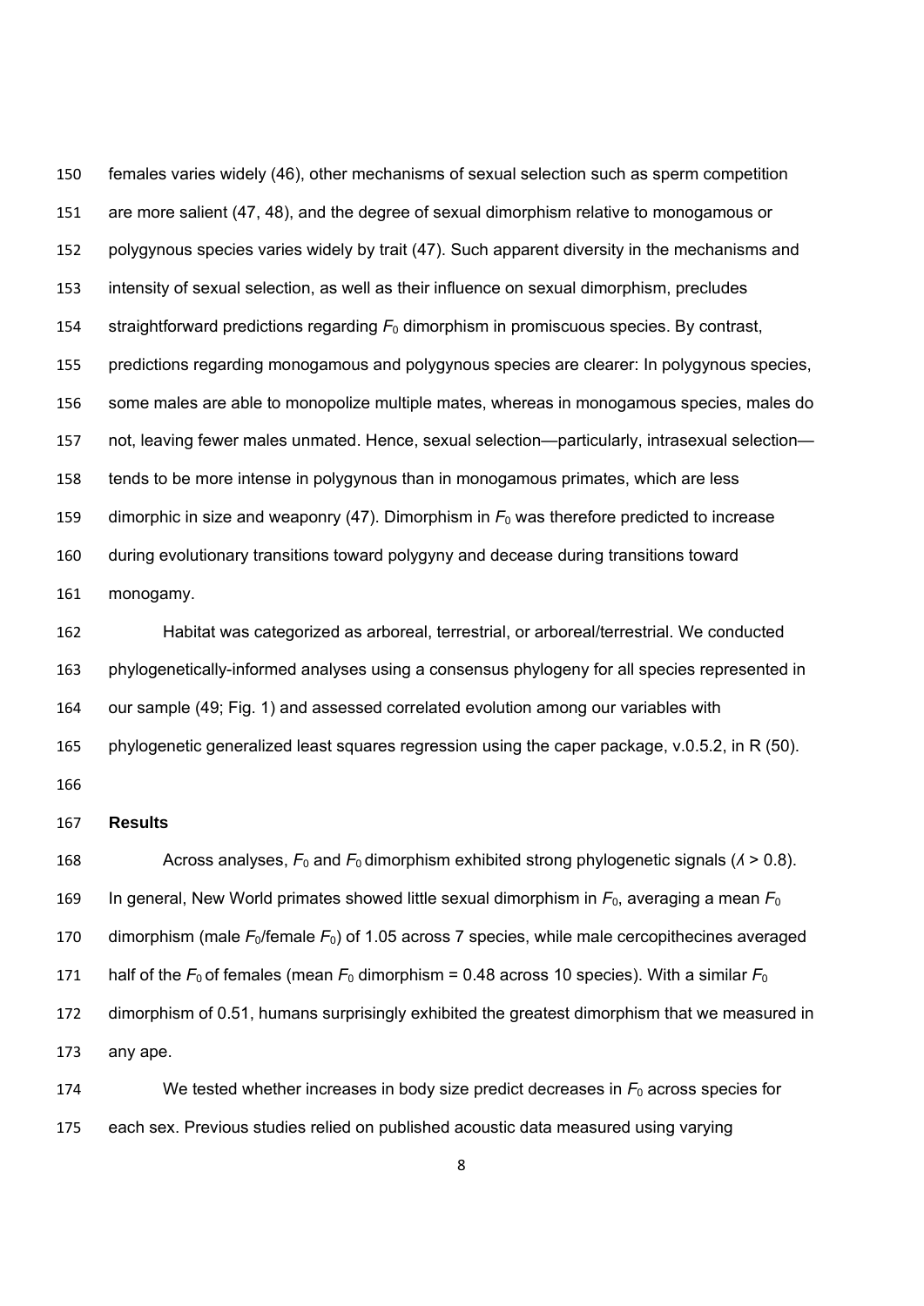females varies widely (46), other mechanisms of sexual selection such as sperm competition are more salient (47, 48), and the degree of sexual dimorphism relative to monogamous or polygynous species varies widely by trait (47). Such apparent diversity in the mechanisms and intensity of sexual selection, as well as their influence on sexual dimorphism, precludes straightforward predictions regarding $F_0$ dimorphism in promiscuous species. By contrast, predictions regarding monogamous and polygynous species are clearer: In polygynous species, some males are able to monopolize multiple mates, whereas in monogamous species, males do not, leaving fewer males unmated. Hence, sexual selection—particularly, intrasexual selection—tends to be more intense in polygynous than in monogamous primates, which are less dimorphic in size and weaponry (47). Dimorphism in $F_0$ was therefore predicted to increase during evolutionary transitions toward polygyny and decease during transitions toward monogamy.

Habitat was categorized as arboreal, terrestrial, or arboreal/terrestrial. We conducted phylogenetically-informed analyses using a consensus phylogeny for all species represented in our sample (49; Fig. 1) and assessed correlated evolution among our variables with phylogenetic generalized least squares regression using the caper package, v.0.5.2, in R (50).

## Results

Across analyses, $F_0$ and $F_0$ dimorphism exhibited strong phylogenetic signals ($\lambda > 0.8$). In general, New World primates showed little sexual dimorphism in $F_0$, averaging a mean $F_0$ dimorphism (male $F_0$/female $F_0$) of 1.05 across 7 species, while male cercopithecines averaged half of the $F_0$ of females (mean $F_0$ dimorphism = 0.48 across 10 species). With a similar $F_0$ dimorphism of 0.51, humans surprisingly exhibited the greatest dimorphism that we measured in any ape.

We tested whether increases in body size predict decreases in $F_0$ across species for each sex. Previous studies relied on published acoustic data measured using varying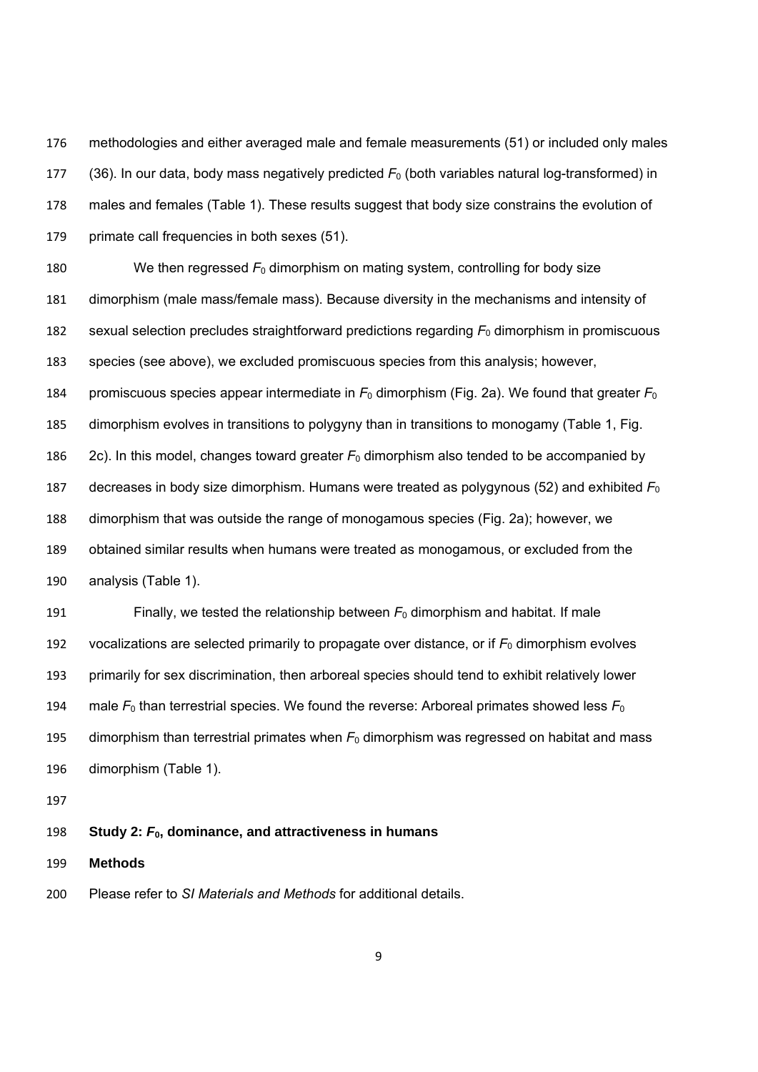methodologies and either averaged male and female measurements (51) or included only males (36). In our data, body mass negatively predicted $F_0$ (both variables natural log-transformed) in males and females (Table 1). These results suggest that body size constrains the evolution of primate call frequencies in both sexes (51).

We then regressed $F_0$ dimorphism on mating system, controlling for body size dimorphism (male mass/female mass). Because diversity in the mechanisms and intensity of sexual selection precludes straightforward predictions regarding $F_0$ dimorphism in promiscuous species (see above), we excluded promiscuous species from this analysis; however, promiscuous species appear intermediate in $F_0$ dimorphism (Fig. 2a). We found that greater $F_0$ dimorphism evolves in transitions to polygyny than in transitions to monogamy (Table 1, Fig. 2c). In this model, changes toward greater $F_0$ dimorphism also tended to be accompanied by decreases in body size dimorphism. Humans were treated as polygynous (52) and exhibited $F_0$ dimorphism that was outside the range of monogamous species (Fig. 2a); however, we obtained similar results when humans were treated as monogamous, or excluded from the analysis (Table 1).

Finally, we tested the relationship between $F_0$ dimorphism and habitat. If male vocalizations are selected primarily to propagate over distance, or if $F_0$ dimorphism evolves primarily for sex discrimination, then arboreal species should tend to exhibit relatively lower male $F_0$ than terrestrial species. We found the reverse: Arboreal primates showed less $F_0$ dimorphism than terrestrial primates when $F_0$ dimorphism was regressed on habitat and mass dimorphism (Table 1).

## Study 2: $F_0$, dominance, and attractiveness in humans

### Methods

Please refer to *SI Materials and Methods* for additional details.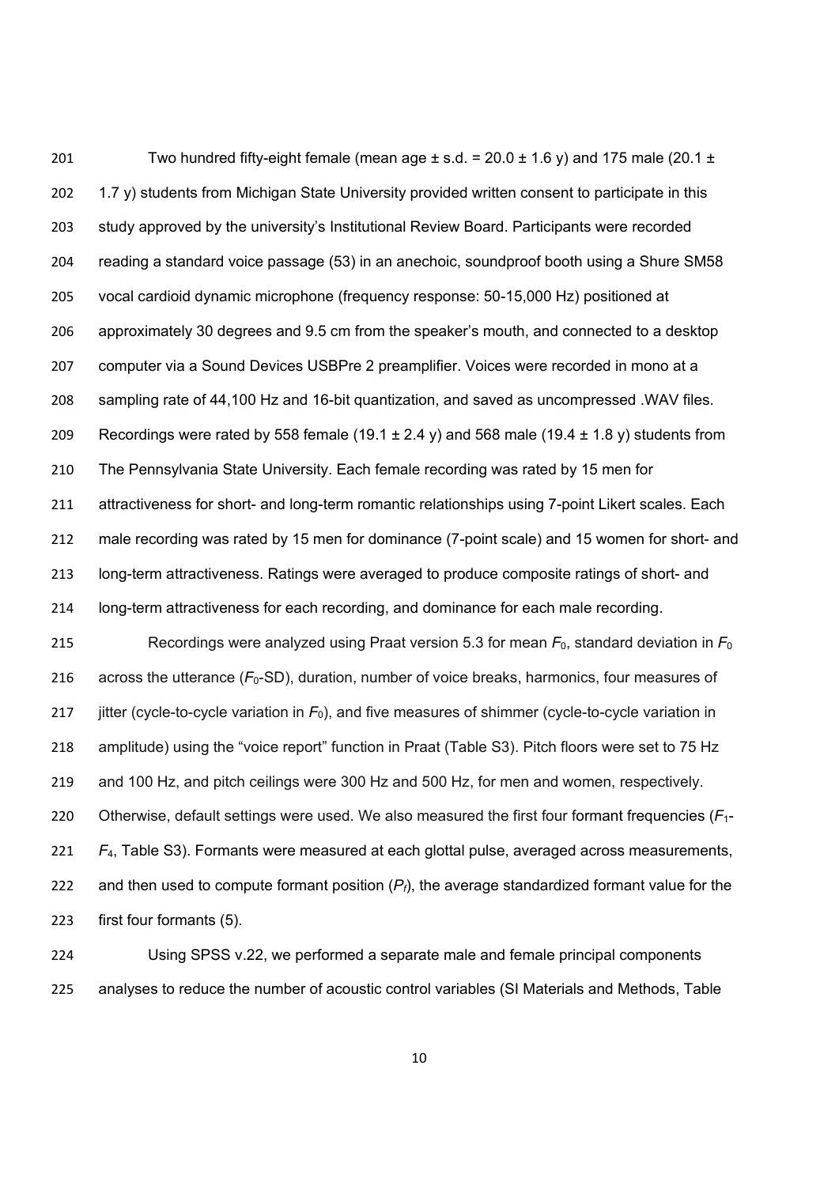Two hundred fifty-eight female (mean age ± s.d. = 20.0 ± 1.6 y) and 175 male (20.1 ± 1.7 y) students from Michigan State University provided written consent to participate in this study approved by the university's Institutional Review Board. Participants were recorded reading a standard voice passage (53) in an anechoic, soundproof booth using a Shure SM58 vocal cardioid dynamic microphone (frequency response: 50-15,000 Hz) positioned at approximately 30 degrees and 9.5 cm from the speaker's mouth, and connected to a desktop computer via a Sound Devices USBPre 2 preamplifier. Voices were recorded in mono at a sampling rate of 44,100 Hz and 16-bit quantization, and saved as uncompressed .WAV files. Recordings were rated by 558 female (19.1 ± 2.4 y) and 568 male (19.4 ± 1.8 y) students from The Pennsylvania State University. Each female recording was rated by 15 men for attractiveness for short- and long-term romantic relationships using 7-point Likert scales. Each male recording was rated by 15 men for dominance (7-point scale) and 15 women for short- and long-term attractiveness. Ratings were averaged to produce composite ratings of short- and long-term attractiveness for each recording, and dominance for each male recording.

Recordings were analyzed using Praat version 5.3 for mean $F_0$, standard deviation in $F_0$ across the utterance ($F_0$-SD), duration, number of voice breaks, harmonics, four measures of jitter (cycle-to-cycle variation in $F_0$), and five measures of shimmer (cycle-to-cycle variation in amplitude) using the "voice report" function in Praat (Table S3). Pitch floors were set to 75 Hz and 100 Hz, and pitch ceilings were 300 Hz and 500 Hz, for men and women, respectively. Otherwise, default settings were used. We also measured the first four formant frequencies ($F_1$-$F_4$, Table S3). Formants were measured at each glottal pulse, averaged across measurements, and then used to compute formant position ($P_f$), the average standardized formant value for the first four formants (5).

Using SPSS v.22, we performed a separate male and female principal components analyses to reduce the number of acoustic control variables (SI Materials and Methods, Table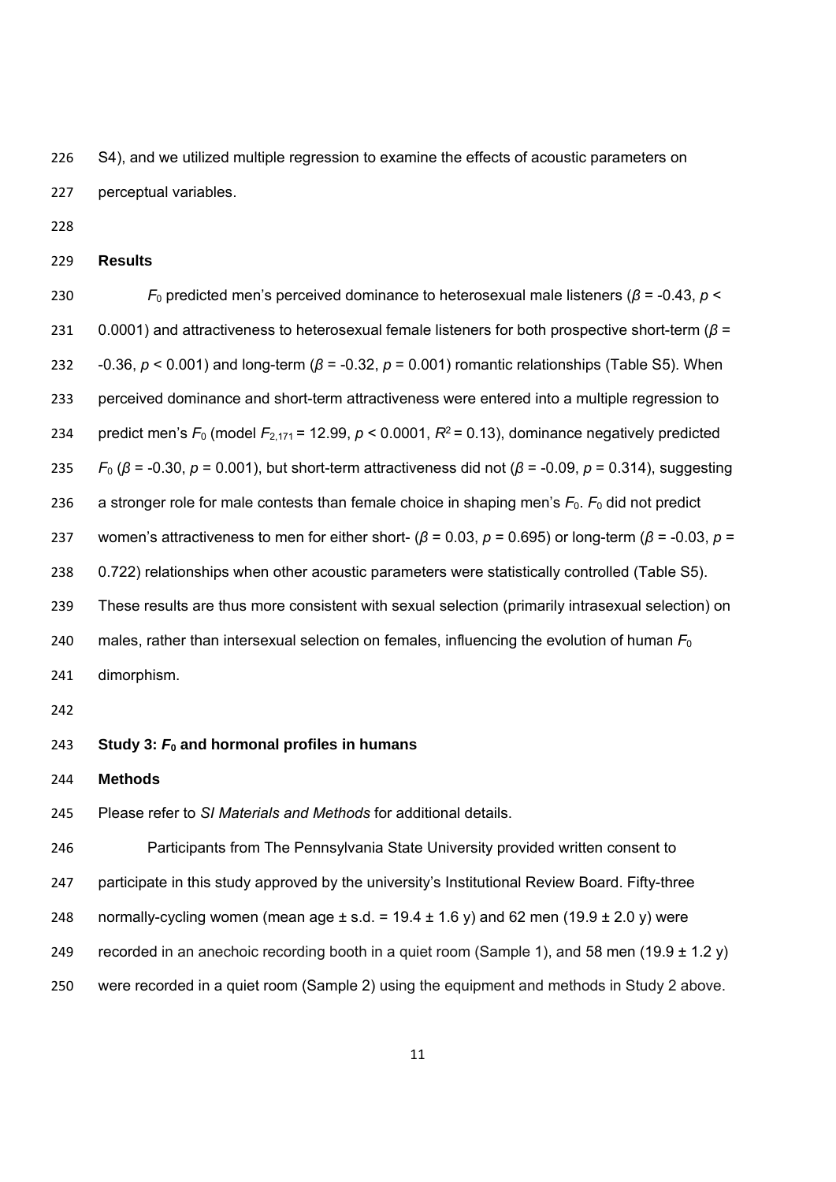S4), and we utilized multiple regression to examine the effects of acoustic parameters on perceptual variables.

## Results

$F_0$ predicted men's perceived dominance to heterosexual male listeners ($\beta = -0.43$, $p < 0.0001$) and attractiveness to heterosexual female listeners for both prospective short-term ($\beta = -0.36$, $p < 0.001$) and long-term ($\beta = -0.32$, $p = 0.001$) romantic relationships (Table S5). When perceived dominance and short-term attractiveness were entered into a multiple regression to predict men's $F_0$ (model $F_{2,171} = 12.99$, $p < 0.0001$, $R^2 = 0.13$), dominance negatively predicted $F_0$ ($\beta = -0.30$, $p = 0.001$), but short-term attractiveness did not ($\beta = -0.09$, $p = 0.314$), suggesting a stronger role for male contests than female choice in shaping men's $F_0$. $F_0$ did not predict women's attractiveness to men for either short- ($\beta = 0.03$, $p = 0.695$) or long-term ($\beta = -0.03$, $p = 0.722$) relationships when other acoustic parameters were statistically controlled (Table S5). These results are thus more consistent with sexual selection (primarily intrasexual selection) on males, rather than intersexual selection on females, influencing the evolution of human $F_0$ dimorphism.

## Study 3: $F_0$ and hormonal profiles in humans

### Methods

Please refer to *SI Materials and Methods* for additional details.

Participants from The Pennsylvania State University provided written consent to participate in this study approved by the university's Institutional Review Board. Fifty-three normally-cycling women (mean age ± s.d. = 19.4 ± 1.6 y) and 62 men (19.9 ± 2.0 y) were recorded in an anechoic recording booth in a quiet room (Sample 1), and 58 men (19.9 ± 1.2 y) were recorded in a quiet room (Sample 2) using the equipment and methods in Study 2 above.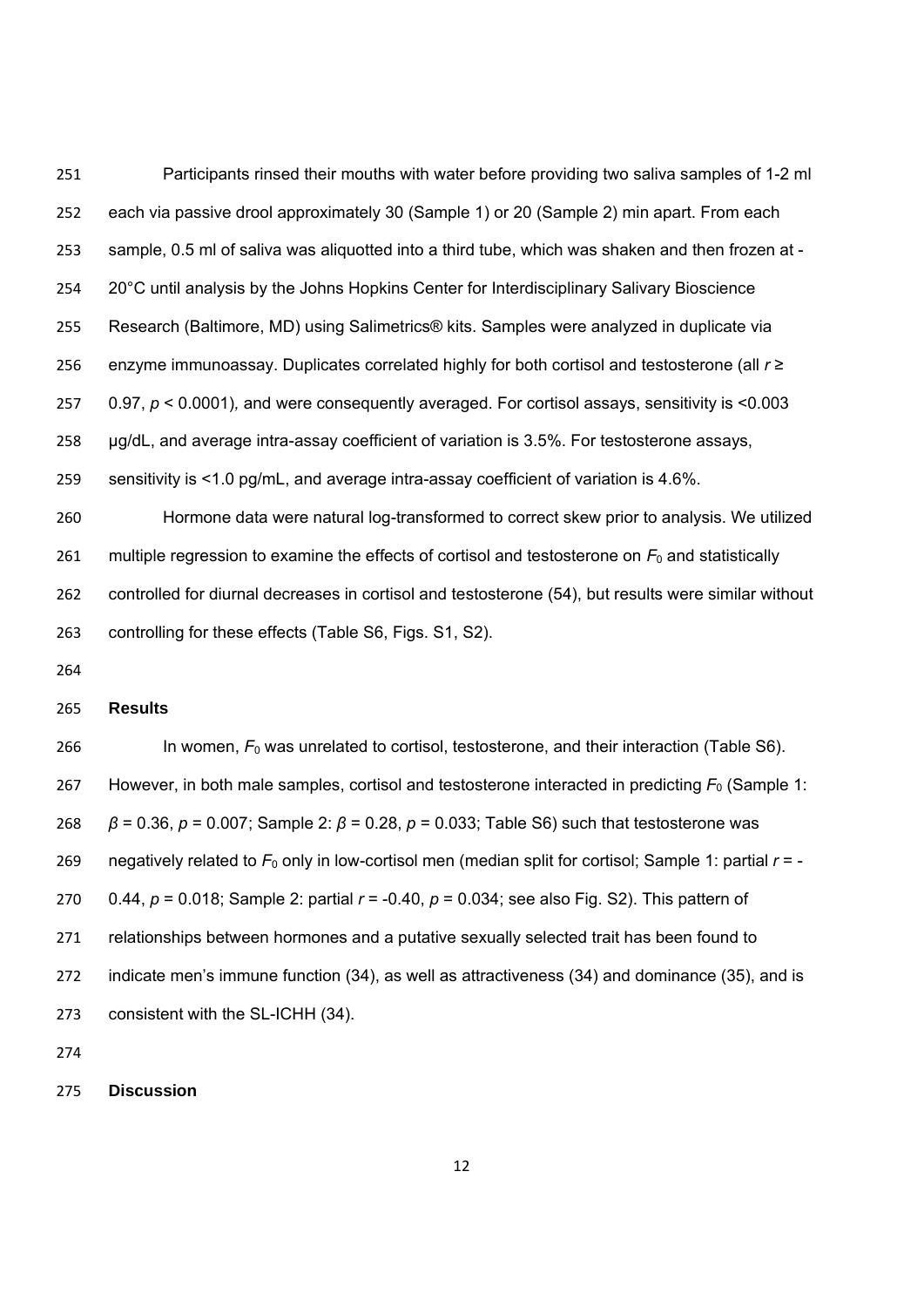Participants rinsed their mouths with water before providing two saliva samples of 1-2 ml each via passive drool approximately 30 (Sample 1) or 20 (Sample 2) min apart. From each sample, 0.5 ml of saliva was aliquotted into a third tube, which was shaken and then frozen at -20°C until analysis by the Johns Hopkins Center for Interdisciplinary Salivary Bioscience Research (Baltimore, MD) using Salimetrics® kits. Samples were analyzed in duplicate via enzyme immunoassay. Duplicates correlated highly for both cortisol and testosterone (all $r \geq 0.97$, $p < 0.0001$), and were consequently averaged. For cortisol assays, sensitivity is <0.003 μg/dL, and average intra-assay coefficient of variation is 3.5%. For testosterone assays, sensitivity is <1.0 pg/mL, and average intra-assay coefficient of variation is 4.6%.

Hormone data were natural log-transformed to correct skew prior to analysis. We utilized multiple regression to examine the effects of cortisol and testosterone on $F_0$ and statistically controlled for diurnal decreases in cortisol and testosterone (54), but results were similar without controlling for these effects (Table S6, Figs. S1, S2).

## Results

In women, $F_0$ was unrelated to cortisol, testosterone, and their interaction (Table S6). However, in both male samples, cortisol and testosterone interacted in predicting $F_0$ (Sample 1: $\beta = 0.36$, $p = 0.007$; Sample 2: $\beta = 0.28$, $p = 0.033$; Table S6) such that testosterone was negatively related to $F_0$ only in low-cortisol men (median split for cortisol; Sample 1: partial $r = -0.44$, $p = 0.018$; Sample 2: partial $r = -0.40$, $p = 0.034$; see also Fig. S2). This pattern of relationships between hormones and a putative sexually selected trait has been found to indicate men's immune function (34), as well as attractiveness (34) and dominance (35), and is consistent with the SL-ICHH (34).

## Discussion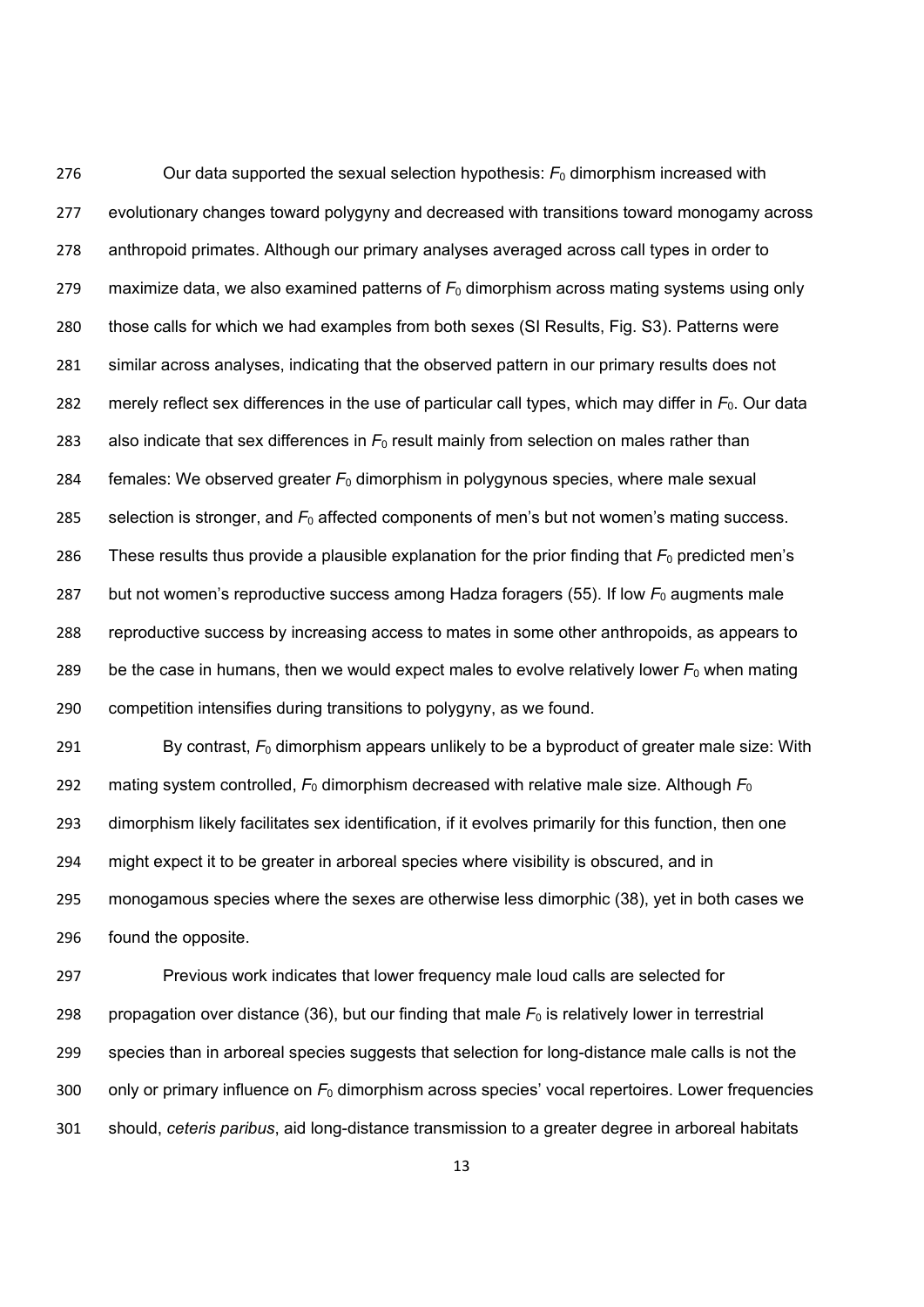Our data supported the sexual selection hypothesis: $F_0$ dimorphism increased with evolutionary changes toward polygyny and decreased with transitions toward monogamy across anthropoid primates. Although our primary analyses averaged across call types in order to maximize data, we also examined patterns of $F_0$ dimorphism across mating systems using only those calls for which we had examples from both sexes (SI Results, Fig. S3). Patterns were similar across analyses, indicating that the observed pattern in our primary results does not merely reflect sex differences in the use of particular call types, which may differ in $F_0$. Our data also indicate that sex differences in $F_0$ result mainly from selection on males rather than females: We observed greater $F_0$ dimorphism in polygynous species, where male sexual selection is stronger, and $F_0$ affected components of men's but not women's mating success. These results thus provide a plausible explanation for the prior finding that $F_0$ predicted men's but not women's reproductive success among Hadza foragers (55). If low $F_0$ augments male reproductive success by increasing access to mates in some other anthropoids, as appears to be the case in humans, then we would expect males to evolve relatively lower $F_0$ when mating competition intensifies during transitions to polygyny, as we found.

By contrast, $F_0$ dimorphism appears unlikely to be a byproduct of greater male size: With mating system controlled, $F_0$ dimorphism decreased with relative male size. Although $F_0$ dimorphism likely facilitates sex identification, if it evolves primarily for this function, then one might expect it to be greater in arboreal species where visibility is obscured, and in monogamous species where the sexes are otherwise less dimorphic (38), yet in both cases we found the opposite.

Previous work indicates that lower frequency male loud calls are selected for propagation over distance (36), but our finding that male $F_0$ is relatively lower in terrestrial species than in arboreal species suggests that selection for long-distance male calls is not the only or primary influence on $F_0$ dimorphism across species' vocal repertoires. Lower frequencies should, *ceteris paribus*, aid long-distance transmission to a greater degree in arboreal habitats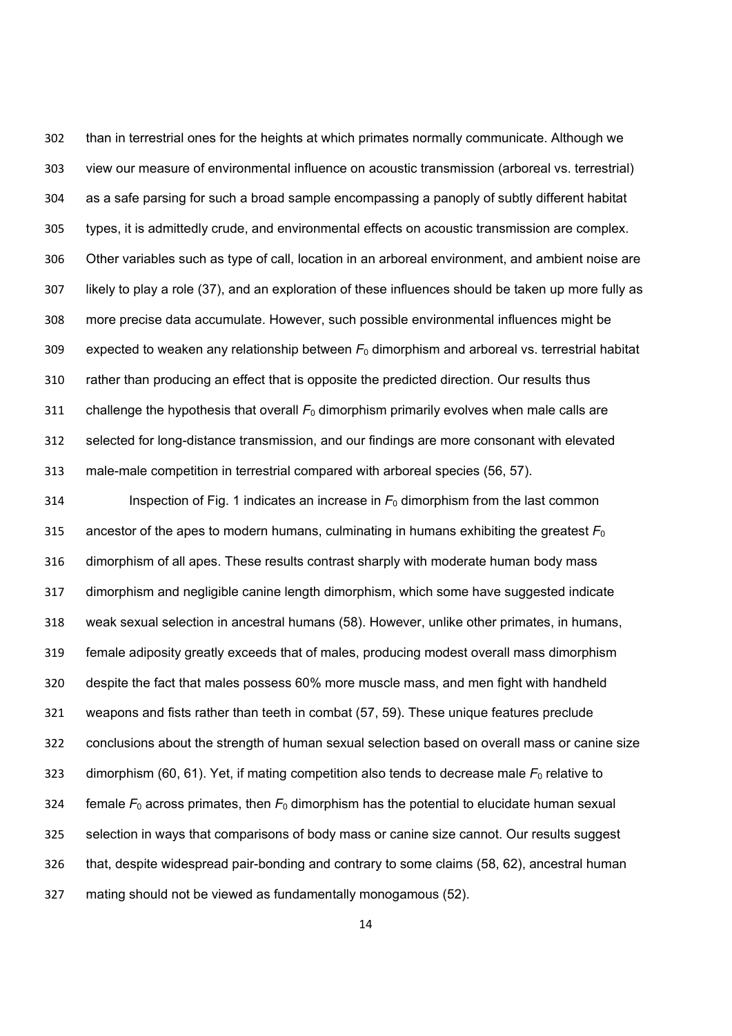than in terrestrial ones for the heights at which primates normally communicate. Although we view our measure of environmental influence on acoustic transmission (arboreal vs. terrestrial) as a safe parsing for such a broad sample encompassing a panoply of subtly different habitat types, it is admittedly crude, and environmental effects on acoustic transmission are complex. Other variables such as type of call, location in an arboreal environment, and ambient noise are likely to play a role (37), and an exploration of these influences should be taken up more fully as more precise data accumulate. However, such possible environmental influences might be expected to weaken any relationship between $F_0$ dimorphism and arboreal vs. terrestrial habitat rather than producing an effect that is opposite the predicted direction. Our results thus challenge the hypothesis that overall $F_0$ dimorphism primarily evolves when male calls are selected for long-distance transmission, and our findings are more consonant with elevated male-male competition in terrestrial compared with arboreal species (56, 57).

Inspection of Fig. 1 indicates an increase in $F_0$ dimorphism from the last common ancestor of the apes to modern humans, culminating in humans exhibiting the greatest $F_0$ dimorphism of all apes. These results contrast sharply with moderate human body mass dimorphism and negligible canine length dimorphism, which some have suggested indicate weak sexual selection in ancestral humans (58). However, unlike other primates, in humans, female adiposity greatly exceeds that of males, producing modest overall mass dimorphism despite the fact that males possess 60% more muscle mass, and men fight with handheld weapons and fists rather than teeth in combat (57, 59). These unique features preclude conclusions about the strength of human sexual selection based on overall mass or canine size dimorphism (60, 61). Yet, if mating competition also tends to decrease male $F_0$ relative to female $F_0$ across primates, then $F_0$ dimorphism has the potential to elucidate human sexual selection in ways that comparisons of body mass or canine size cannot. Our results suggest that, despite widespread pair-bonding and contrary to some claims (58, 62), ancestral human mating should not be viewed as fundamentally monogamous (52).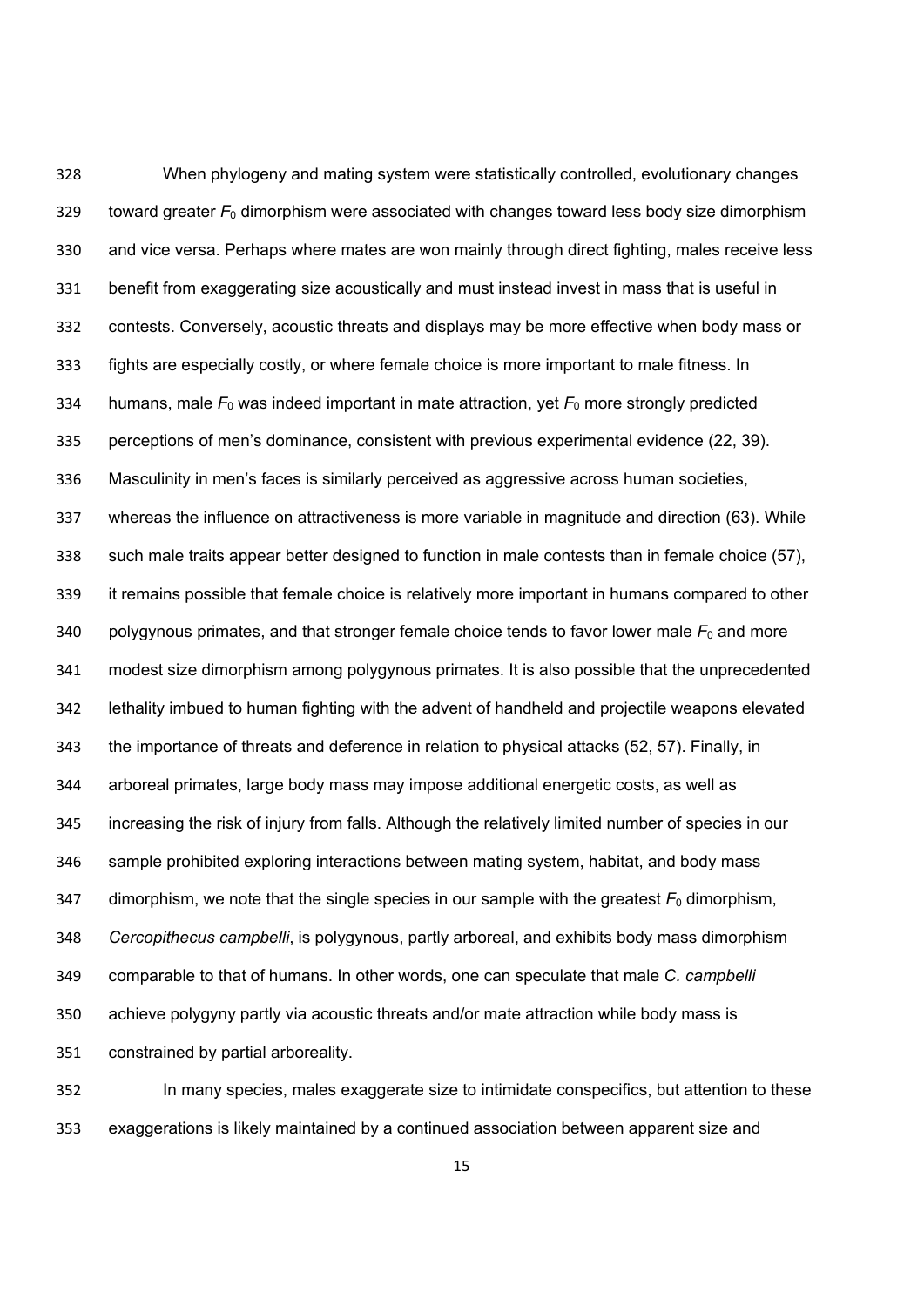When phylogeny and mating system were statistically controlled, evolutionary changes toward greater $F_0$ dimorphism were associated with changes toward less body size dimorphism and vice versa. Perhaps where mates are won mainly through direct fighting, males receive less benefit from exaggerating size acoustically and must instead invest in mass that is useful in contests. Conversely, acoustic threats and displays may be more effective when body mass or fights are especially costly, or where female choice is more important to male fitness. In humans, male $F_0$ was indeed important in mate attraction, yet $F_0$ more strongly predicted perceptions of men's dominance, consistent with previous experimental evidence (22, 39). Masculinity in men's faces is similarly perceived as aggressive across human societies, whereas the influence on attractiveness is more variable in magnitude and direction (63). While such male traits appear better designed to function in male contests than in female choice (57), it remains possible that female choice is relatively more important in humans compared to other polygynous primates, and that stronger female choice tends to favor lower male $F_0$ and more modest size dimorphism among polygynous primates. It is also possible that the unprecedented lethality imbued to human fighting with the advent of handheld and projectile weapons elevated the importance of threats and deference in relation to physical attacks (52, 57). Finally, in arboreal primates, large body mass may impose additional energetic costs, as well as increasing the risk of injury from falls. Although the relatively limited number of species in our sample prohibited exploring interactions between mating system, habitat, and body mass dimorphism, we note that the single species in our sample with the greatest $F_0$ dimorphism, *Cercopithecus campbelli*, is polygynous, partly arboreal, and exhibits body mass dimorphism comparable to that of humans. In other words, one can speculate that male *C. campbelli* achieve polygyny partly via acoustic threats and/or mate attraction while body mass is constrained by partial arboreality.

In many species, males exaggerate size to intimidate conspecifics, but attention to these exaggerations is likely maintained by a continued association between apparent size and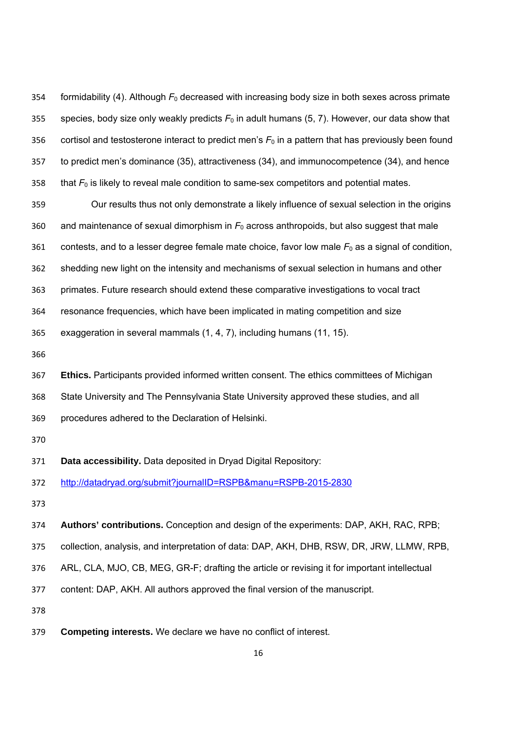formidability (4). Although $F_0$ decreased with increasing body size in both sexes across primate species, body size only weakly predicts $F_0$ in adult humans (5, 7). However, our data show that cortisol and testosterone interact to predict men's $F_0$ in a pattern that has previously been found to predict men's dominance (35), attractiveness (34), and immunocompetence (34), and hence that $F_0$ is likely to reveal male condition to same-sex competitors and potential mates.

Our results thus not only demonstrate a likely influence of sexual selection in the origins and maintenance of sexual dimorphism in $F_0$ across anthropoids, but also suggest that male contests, and to a lesser degree female mate choice, favor low male $F_0$ as a signal of condition, shedding new light on the intensity and mechanisms of sexual selection in humans and other primates. Future research should extend these comparative investigations to vocal tract resonance frequencies, which have been implicated in mating competition and size exaggeration in several mammals (1, 4, 7), including humans (11, 15).

**Ethics.** Participants provided informed written consent. The ethics committees of Michigan State University and The Pennsylvania State University approved these studies, and all procedures adhered to the Declaration of Helsinki.

**Data accessibility.** Data deposited in Dryad Digital Repository: [http://datadryad.org/submit?journalID=RSPB&manu=RSPB-2015-2830](http://datadryad.org/submit?journalID=RSPB&manu=RSPB-2015-2830)

**Authors' contributions.** Conception and design of the experiments: DAP, AKH, RAC, RPB; collection, analysis, and interpretation of data: DAP, AKH, DHB, RSW, DR, JRW, LLMW, RPB, ARL, CLA, MJO, CB, MEG, GR-F; drafting the article or revising it for important intellectual content: DAP, AKH. All authors approved the final version of the manuscript.

**Competing interests.** We declare we have no conflict of interest.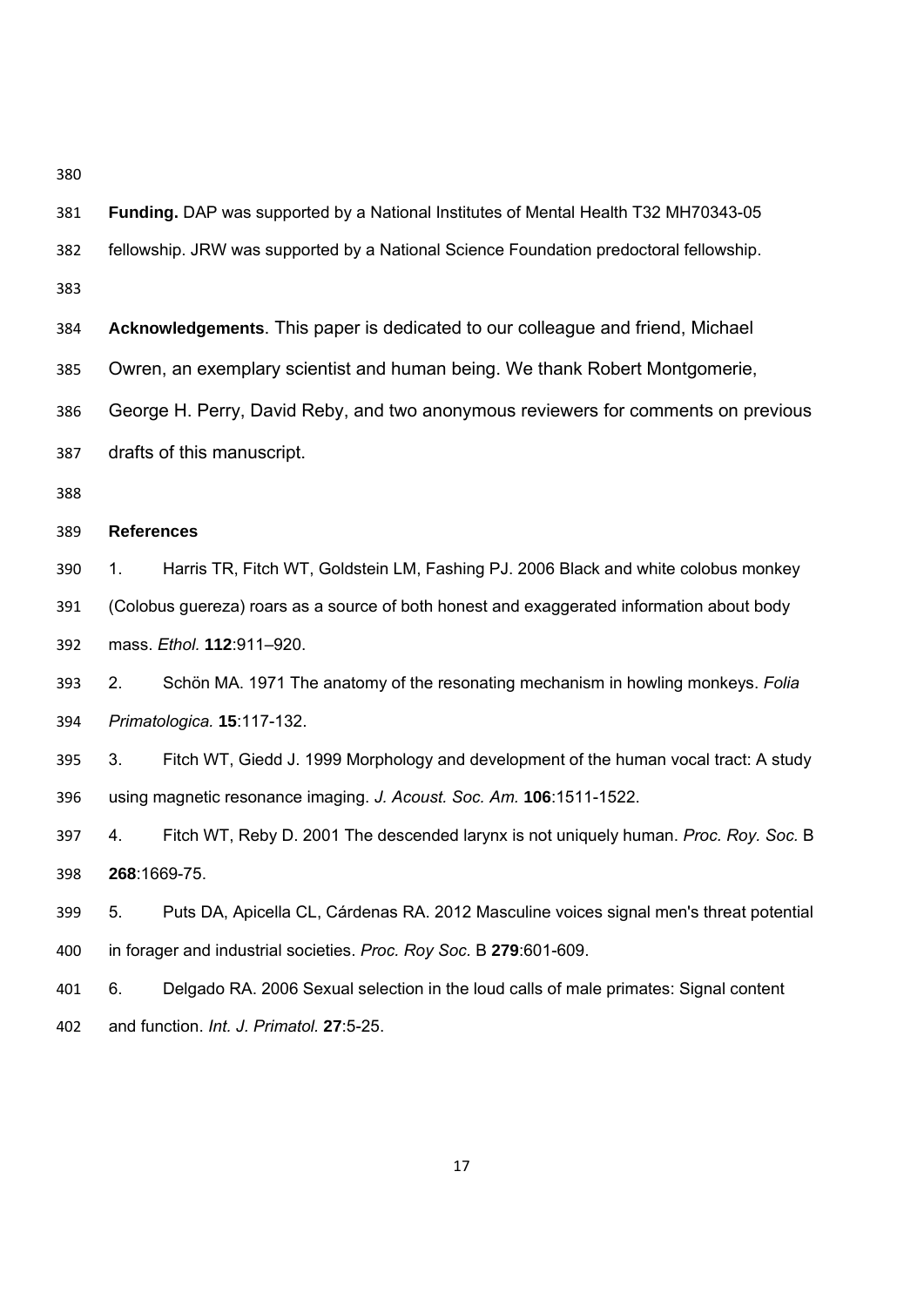**Funding.** DAP was supported by a National Institutes of Mental Health T32 MH70343-05 fellowship. JRW was supported by a National Science Foundation predoctoral fellowship.

**Acknowledgements**. This paper is dedicated to our colleague and friend, Michael Owren, an exemplary scientist and human being. We thank Robert Montgomerie, George H. Perry, David Reby, and two anonymous reviewers for comments on previous drafts of this manuscript.

**References**

1. Harris TR, Fitch WT, Goldstein LM, Fashing PJ. 2006 Black and white colobus monkey (Colobus guereza) roars as a source of both honest and exaggerated information about body mass. *Ethol.* **112**:911–920.

2. Schön MA. 1971 The anatomy of the resonating mechanism in howling monkeys. *Folia Primatologica.* **15**:117-132.

3. Fitch WT, Giedd J. 1999 Morphology and development of the human vocal tract: A study using magnetic resonance imaging. *J. Acoust. Soc. Am.* **106**:1511-1522.

4. Fitch WT, Reby D. 2001 The descended larynx is not uniquely human. *Proc. Roy. Soc.* B **268**:1669-75.

5. Puts DA, Apicella CL, Cárdenas RA. 2012 Masculine voices signal men's threat potential in forager and industrial societies. *Proc. Roy Soc.* B **279**:601-609.

6. Delgado RA. 2006 Sexual selection in the loud calls of male primates: Signal content and function. *Int. J. Primatol.* **27**:5-25.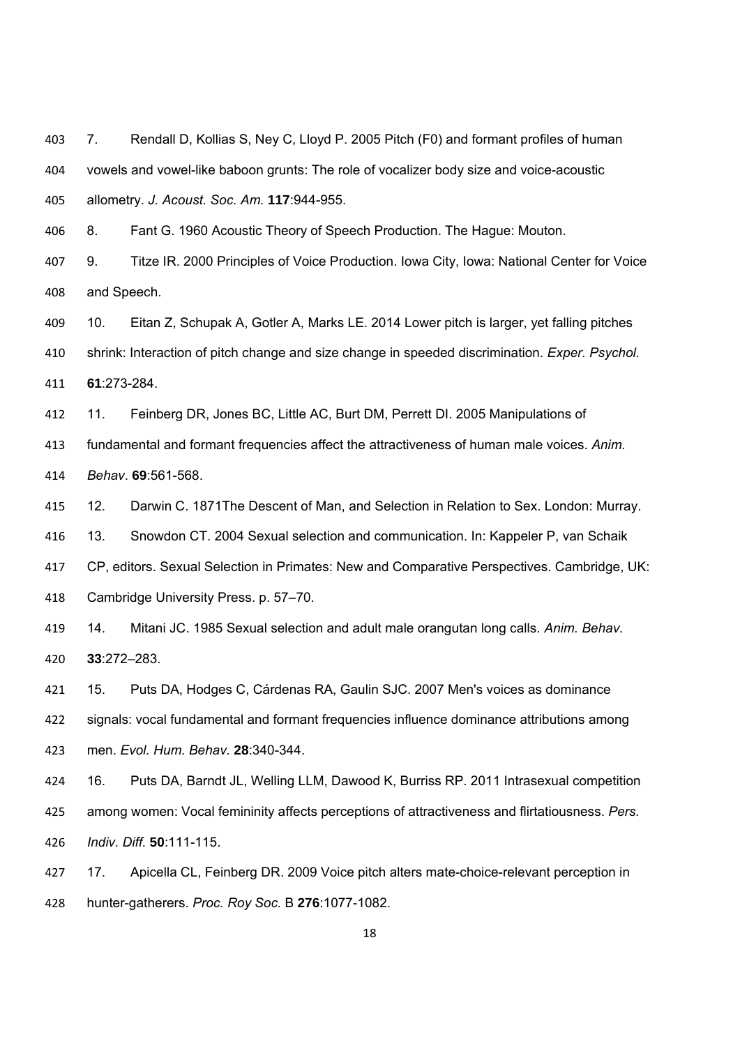7. Rendall D, Kollias S, Ney C, Lloyd P. 2005 Pitch (F0) and formant profiles of human vowels and vowel-like baboon grunts: The role of vocalizer body size and voice-acoustic allometry. *J. Acoust. Soc. Am.* **117**:944-955.

8. Fant G. 1960 Acoustic Theory of Speech Production. The Hague: Mouton.

9. Titze IR. 2000 Principles of Voice Production. Iowa City, Iowa: National Center for Voice and Speech.

10. Eitan Z, Schupak A, Gotler A, Marks LE. 2014 Lower pitch is larger, yet falling pitches shrink: Interaction of pitch change and size change in speeded discrimination. *Exper. Psychol.* **61**:273-284.

11. Feinberg DR, Jones BC, Little AC, Burt DM, Perrett DI. 2005 Manipulations of fundamental and formant frequencies affect the attractiveness of human male voices. *Anim. Behav*. **69**:561-568.

12. Darwin C. 1871The Descent of Man, and Selection in Relation to Sex. London: Murray.

13. Snowdon CT. 2004 Sexual selection and communication. In: Kappeler P, van Schaik CP, editors. Sexual Selection in Primates: New and Comparative Perspectives. Cambridge, UK: Cambridge University Press. p. 57–70.

14. Mitani JC. 1985 Sexual selection and adult male orangutan long calls. *Anim. Behav.* **33**:272–283.

15. Puts DA, Hodges C, Cárdenas RA, Gaulin SJC. 2007 Men's voices as dominance signals: vocal fundamental and formant frequencies influence dominance attributions among men. *Evol. Hum. Behav.* **28**:340-344.

16. Puts DA, Barndt JL, Welling LLM, Dawood K, Burriss RP. 2011 Intrasexual competition among women: Vocal femininity affects perceptions of attractiveness and flirtatiousness. *Pers. Indiv. Diff.* **50**:111-115.

17. Apicella CL, Feinberg DR. 2009 Voice pitch alters mate-choice-relevant perception in hunter-gatherers. *Proc. Roy Soc.* B **276**:1077-1082.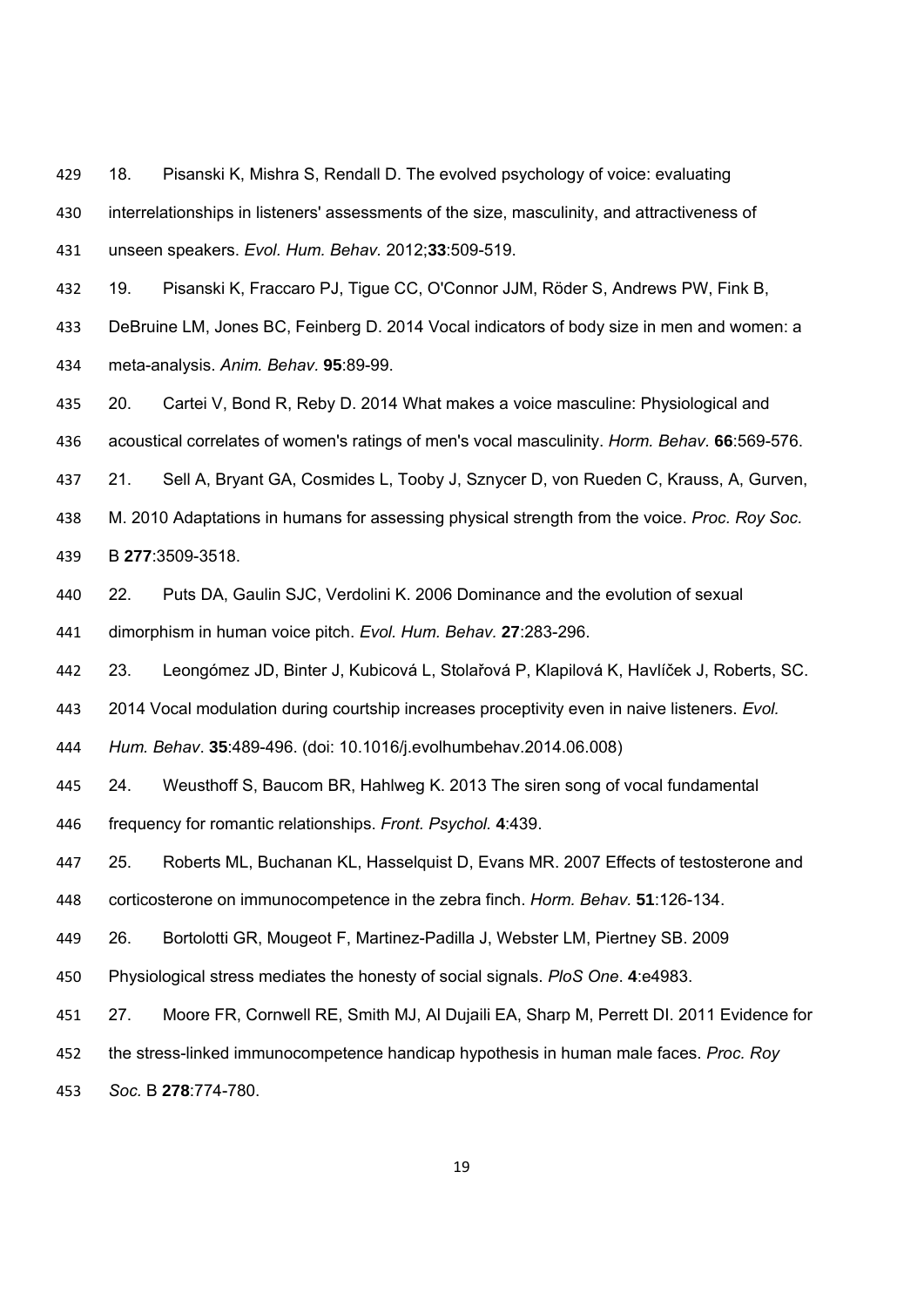18. Pisanski K, Mishra S, Rendall D. The evolved psychology of voice: evaluating interrelationships in listeners' assessments of the size, masculinity, and attractiveness of unseen speakers. *Evol. Hum. Behav.* 2012;**33**:509-519.

19. Pisanski K, Fraccaro PJ, Tigue CC, O'Connor JJM, Röder S, Andrews PW, Fink B, DeBruine LM, Jones BC, Feinberg D. 2014 Vocal indicators of body size in men and women: a meta-analysis. *Anim. Behav.* **95**:89-99.

20. Cartei V, Bond R, Reby D. 2014 What makes a voice masculine: Physiological and acoustical correlates of women's ratings of men's vocal masculinity. *Horm. Behav.* **66**:569-576.

21. Sell A, Bryant GA, Cosmides L, Tooby J, Sznycer D, von Rueden C, Krauss, A, Gurven, M. 2010 Adaptations in humans for assessing physical strength from the voice. *Proc. Roy Soc.* B **277**:3509-3518.

22. Puts DA, Gaulin SJC, Verdolini K. 2006 Dominance and the evolution of sexual dimorphism in human voice pitch. *Evol. Hum. Behav.* **27**:283-296.

23. Leongómez JD, Binter J, Kubicová L, Stolařová P, Klapilová K, Havlíček J, Roberts, SC. 2014 Vocal modulation during courtship increases proceptivity even in naive listeners. *Evol. Hum. Behav*. **35**:489-496. (doi: 10.1016/j.evolhumbehav.2014.06.008)

24. Weusthoff S, Baucom BR, Hahlweg K. 2013 The siren song of vocal fundamental frequency for romantic relationships. *Front. Psychol.* **4**:439.

25. Roberts ML, Buchanan KL, Hasselquist D, Evans MR. 2007 Effects of testosterone and corticosterone on immunocompetence in the zebra finch. *Horm. Behav.* **51**:126-134.

26. Bortolotti GR, Mougeot F, Martinez-Padilla J, Webster LM, Piertney SB. 2009 Physiological stress mediates the honesty of social signals. *PloS One*. **4**:e4983.

27. Moore FR, Cornwell RE, Smith MJ, Al Dujaili EA, Sharp M, Perrett DI. 2011 Evidence for the stress-linked immunocompetence handicap hypothesis in human male faces. *Proc. Roy Soc.* B **278**:774-780.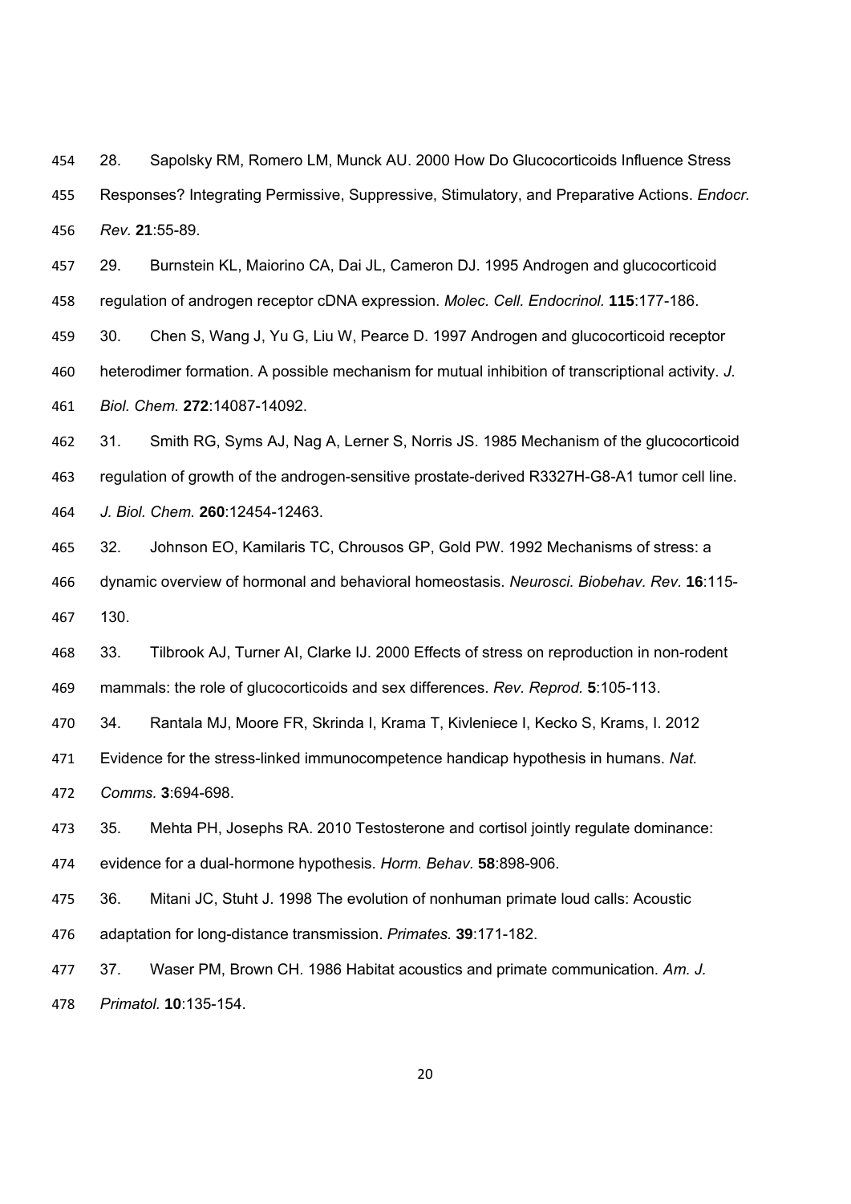28. Sapolsky RM, Romero LM, Munck AU. 2000 How Do Glucocorticoids Influence Stress Responses? Integrating Permissive, Suppressive, Stimulatory, and Preparative Actions. *Endocr. Rev.* **21**:55-89.

29. Burnstein KL, Maiorino CA, Dai JL, Cameron DJ. 1995 Androgen and glucocorticoid regulation of androgen receptor cDNA expression. *Molec. Cell. Endocrinol.* **115**:177-186.

30. Chen S, Wang J, Yu G, Liu W, Pearce D. 1997 Androgen and glucocorticoid receptor heterodimer formation. A possible mechanism for mutual inhibition of transcriptional activity. *J. Biol. Chem.* **272**:14087-14092.

31. Smith RG, Syms AJ, Nag A, Lerner S, Norris JS. 1985 Mechanism of the glucocorticoid regulation of growth of the androgen-sensitive prostate-derived R3327H-G8-A1 tumor cell line. *J. Biol. Chem.* **260**:12454-12463.

32. Johnson EO, Kamilaris TC, Chrousos GP, Gold PW. 1992 Mechanisms of stress: a dynamic overview of hormonal and behavioral homeostasis. *Neurosci. Biobehav. Rev.* **16**:115-130.

33. Tilbrook AJ, Turner AI, Clarke IJ. 2000 Effects of stress on reproduction in non-rodent mammals: the role of glucocorticoids and sex differences. *Rev. Reprod.* **5**:105-113.

34. Rantala MJ, Moore FR, Skrinda I, Krama T, Kivleniece I, Kecko S, Krams, I. 2012 Evidence for the stress-linked immunocompetence handicap hypothesis in humans. *Nat. Comms.* **3**:694-698.

35. Mehta PH, Josephs RA. 2010 Testosterone and cortisol jointly regulate dominance: evidence for a dual-hormone hypothesis. *Horm. Behav.* **58**:898-906.

36. Mitani JC, Stuht J. 1998 The evolution of nonhuman primate loud calls: Acoustic adaptation for long-distance transmission. *Primates.* **39**:171-182.

37. Waser PM, Brown CH. 1986 Habitat acoustics and primate communication. *Am. J. Primatol.* **10**:135-154.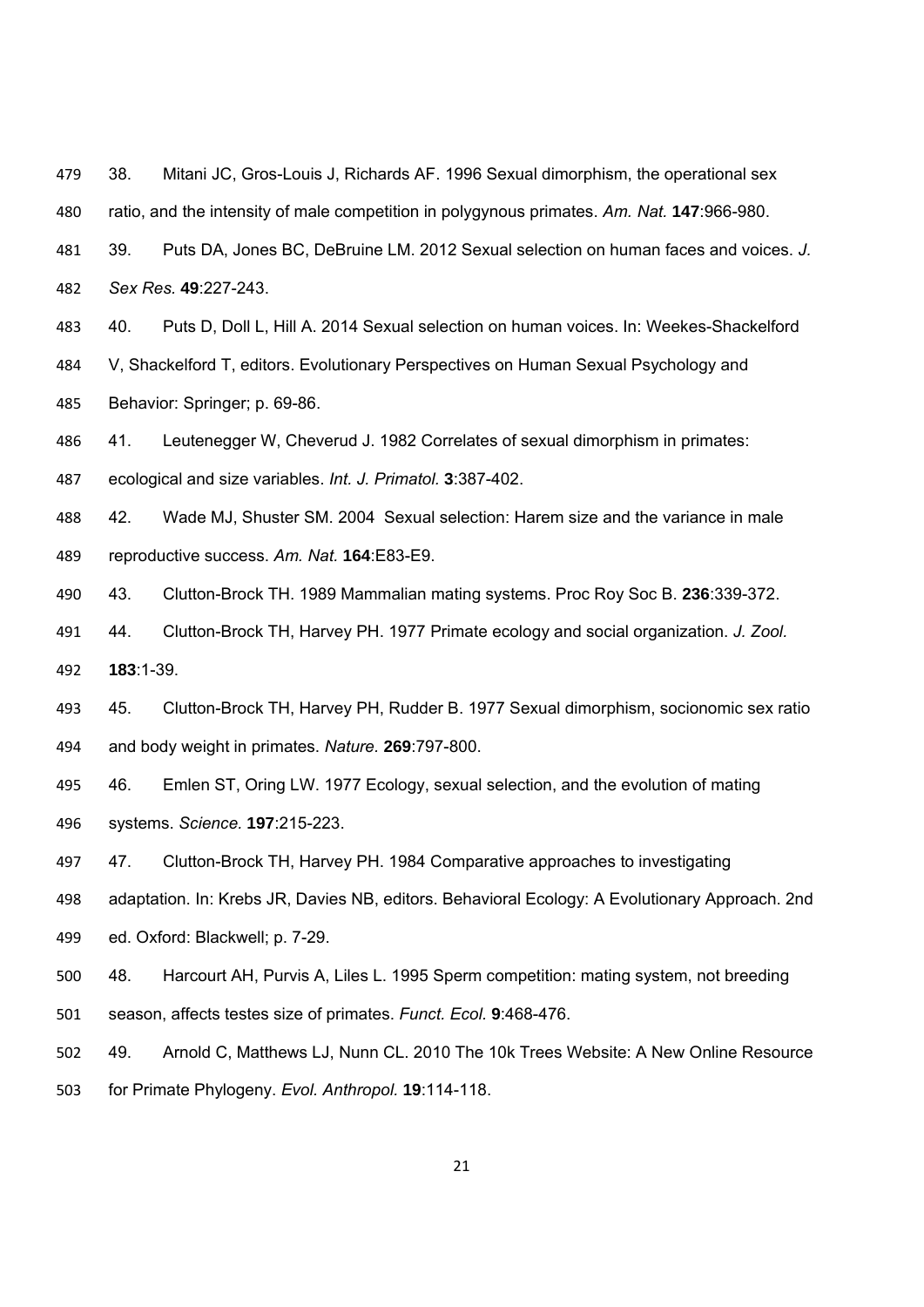38. Mitani JC, Gros-Louis J, Richards AF. 1996 Sexual dimorphism, the operational sex ratio, and the intensity of male competition in polygynous primates. *Am. Nat.* **147**:966-980.

39. Puts DA, Jones BC, DeBruine LM. 2012 Sexual selection on human faces and voices. *J. Sex Res.* **49**:227-243.

40. Puts D, Doll L, Hill A. 2014 Sexual selection on human voices. In: Weekes-Shackelford V, Shackelford T, editors. Evolutionary Perspectives on Human Sexual Psychology and Behavior: Springer; p. 69-86.

41. Leutenegger W, Cheverud J. 1982 Correlates of sexual dimorphism in primates: ecological and size variables. *Int. J. Primatol.* **3**:387-402.

42. Wade MJ, Shuster SM. 2004 Sexual selection: Harem size and the variance in male reproductive success. *Am. Nat.* **164**:E83-E9.

43. Clutton-Brock TH. 1989 Mammalian mating systems. Proc Roy Soc B. **236**:339-372.

44. Clutton-Brock TH, Harvey PH. 1977 Primate ecology and social organization. *J. Zool.* **183**:1-39.

45. Clutton-Brock TH, Harvey PH, Rudder B. 1977 Sexual dimorphism, socionomic sex ratio and body weight in primates. *Nature.* **269**:797-800.

46. Emlen ST, Oring LW. 1977 Ecology, sexual selection, and the evolution of mating systems. *Science.* **197**:215-223.

47. Clutton-Brock TH, Harvey PH. 1984 Comparative approaches to investigating adaptation. In: Krebs JR, Davies NB, editors. Behavioral Ecology: A Evolutionary Approach. 2nd ed. Oxford: Blackwell; p. 7-29.

48. Harcourt AH, Purvis A, Liles L. 1995 Sperm competition: mating system, not breeding season, affects testes size of primates. *Funct. Ecol.* **9**:468-476.

49. Arnold C, Matthews LJ, Nunn CL. 2010 The 10k Trees Website: A New Online Resource for Primate Phylogeny. *Evol. Anthropol.* **19**:114-118.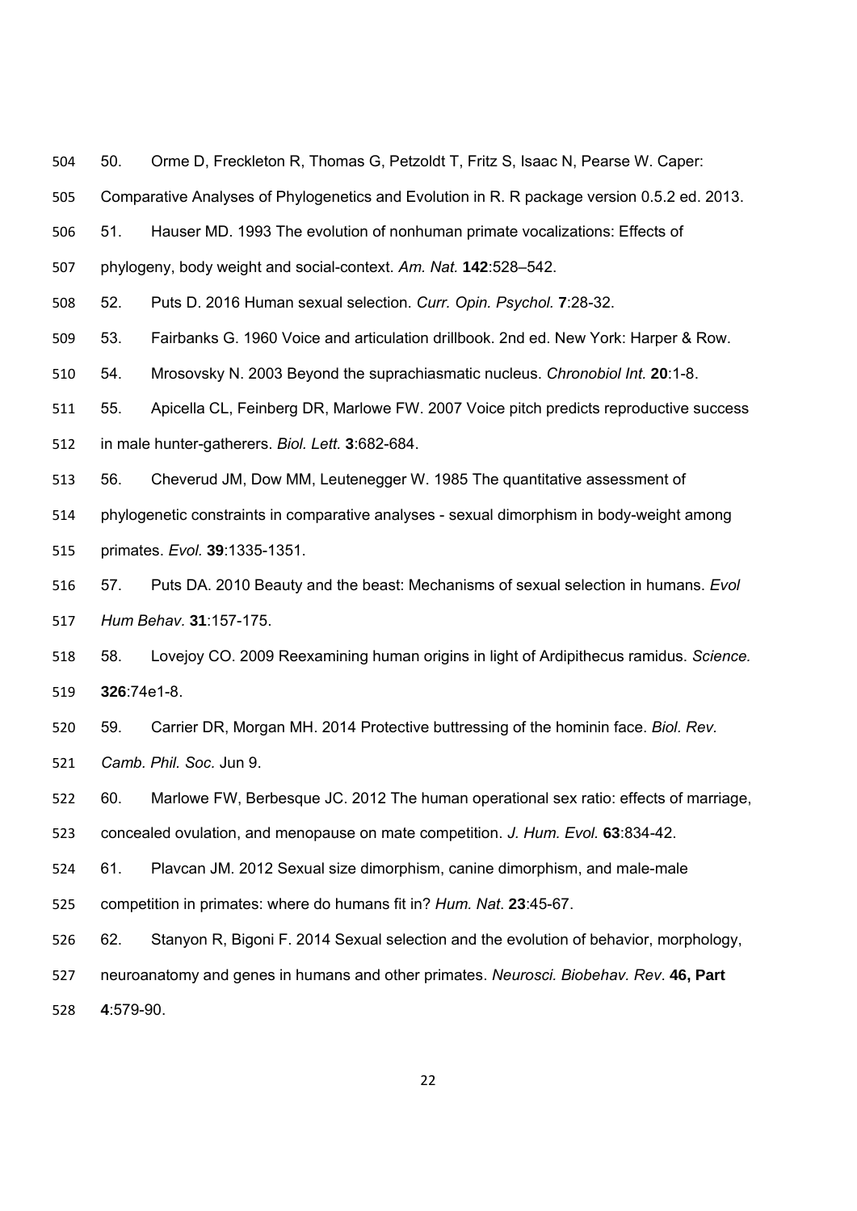50. Orme D, Freckleton R, Thomas G, Petzoldt T, Fritz S, Isaac N, Pearse W. Caper: Comparative Analyses of Phylogenetics and Evolution in R. R package version 0.5.2 ed. 2013.

51. Hauser MD. 1993 The evolution of nonhuman primate vocalizations: Effects of phylogeny, body weight and social-context. *Am. Nat.* **142**:528–542.

52. Puts D. 2016 Human sexual selection. *Curr. Opin. Psychol.* **7**:28-32.

53. Fairbanks G. 1960 Voice and articulation drillbook. 2nd ed. New York: Harper & Row.

54. Mrosovsky N. 2003 Beyond the suprachiasmatic nucleus. *Chronobiol Int.* **20**:1-8.

55. Apicella CL, Feinberg DR, Marlowe FW. 2007 Voice pitch predicts reproductive success in male hunter-gatherers. *Biol. Lett.* **3**:682-684.

56. Cheverud JM, Dow MM, Leutenegger W. 1985 The quantitative assessment of phylogenetic constraints in comparative analyses - sexual dimorphism in body-weight among primates. *Evol.* **39**:1335-1351.

57. Puts DA. 2010 Beauty and the beast: Mechanisms of sexual selection in humans. *Evol Hum Behav.* **31**:157-175.

58. Lovejoy CO. 2009 Reexamining human origins in light of Ardipithecus ramidus. *Science.* **326**:74e1-8.

59. Carrier DR, Morgan MH. 2014 Protective buttressing of the hominin face. *Biol. Rev. Camb. Phil. Soc.* Jun 9.

60. Marlowe FW, Berbesque JC. 2012 The human operational sex ratio: effects of marriage, concealed ovulation, and menopause on mate competition. *J. Hum. Evol.* **63**:834-42.

61. Plavcan JM. 2012 Sexual size dimorphism, canine dimorphism, and male-male competition in primates: where do humans fit in? *Hum. Nat.* **23**:45-67.

62. Stanyon R, Bigoni F. 2014 Sexual selection and the evolution of behavior, morphology, neuroanatomy and genes in humans and other primates. *Neurosci. Biobehav. Rev.* **46, Part 4**:579-90.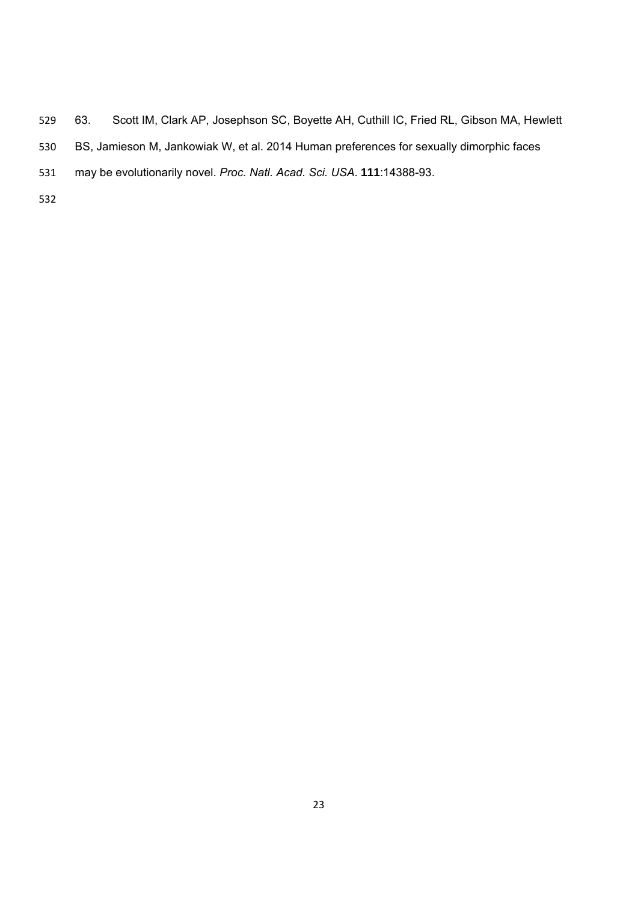63. Scott IM, Clark AP, Josephson SC, Boyette AH, Cuthill IC, Fried RL, Gibson MA, Hewlett BS, Jamieson M, Jankowiak W, et al. 2014 Human preferences for sexually dimorphic faces may be evolutionarily novel. *Proc. Natl. Acad. Sci. USA*. **111**:14388-93.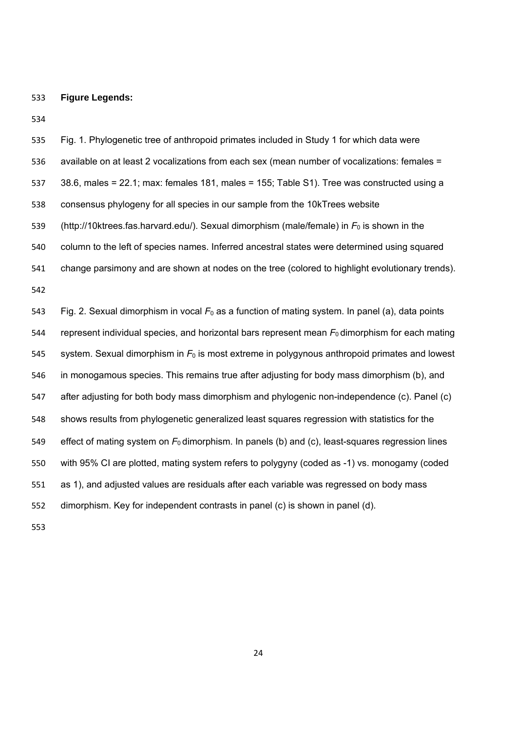**Figure Legends:**

Fig. 1. Phylogenetic tree of anthropoid primates included in Study 1 for which data were available on at least 2 vocalizations from each sex (mean number of vocalizations: females = 38.6, males = 22.1; max: females 181, males = 155; Table S1). Tree was constructed using a consensus phylogeny for all species in our sample from the 10kTrees website (http://10ktrees.fas.harvard.edu/). Sexual dimorphism (male/female) in $F_0$ is shown in the column to the left of species names. Inferred ancestral states were determined using squared change parsimony and are shown at nodes on the tree (colored to highlight evolutionary trends).

Fig. 2. Sexual dimorphism in vocal $F_0$ as a function of mating system. In panel (a), data points represent individual species, and horizontal bars represent mean $F_0$ dimorphism for each mating system. Sexual dimorphism in $F_0$ is most extreme in polygynous anthropoid primates and lowest in monogamous species. This remains true after adjusting for body mass dimorphism (b), and after adjusting for both body mass dimorphism and phylogenic non-independence (c). Panel (c) shows results from phylogenetic generalized least squares regression with statistics for the effect of mating system on $F_0$ dimorphism. In panels (b) and (c), least-squares regression lines with 95% CI are plotted, mating system refers to polygyny (coded as -1) vs. monogamy (coded as 1), and adjusted values are residuals after each variable was regressed on body mass dimorphism. Key for independent contrasts in panel (c) is shown in panel (d).